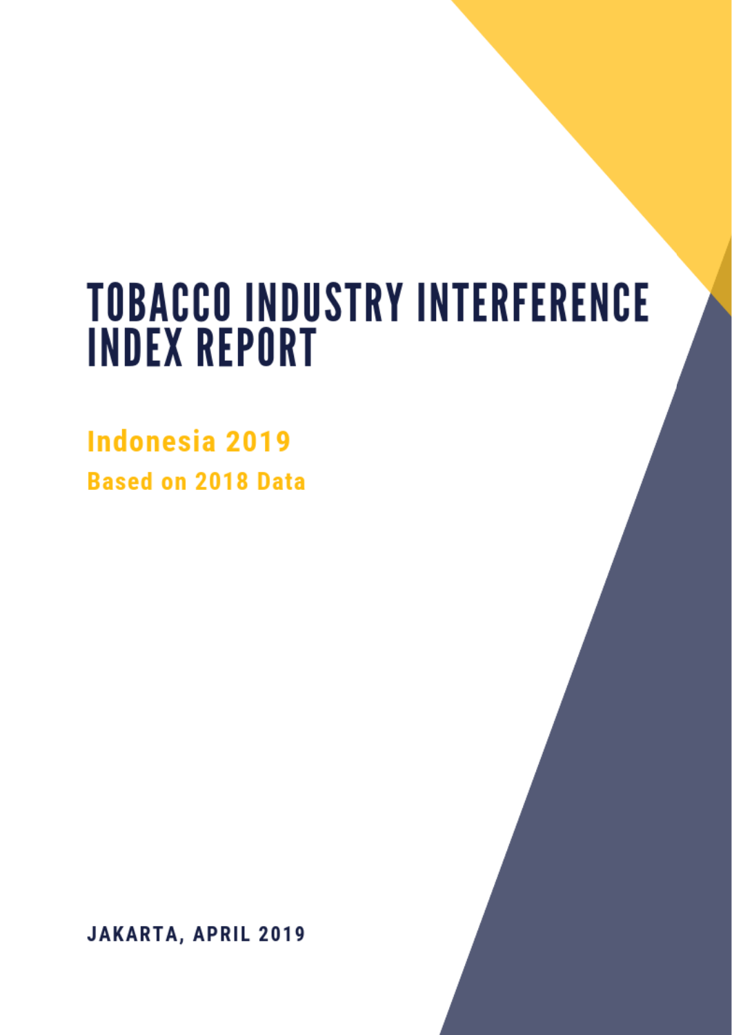# TOBACCO INDUSTRY INTERFERENCE INDEX REPORT

## Indonesia 2019

### Based on 2018 Data

**JAKARTA, APRIL 2019**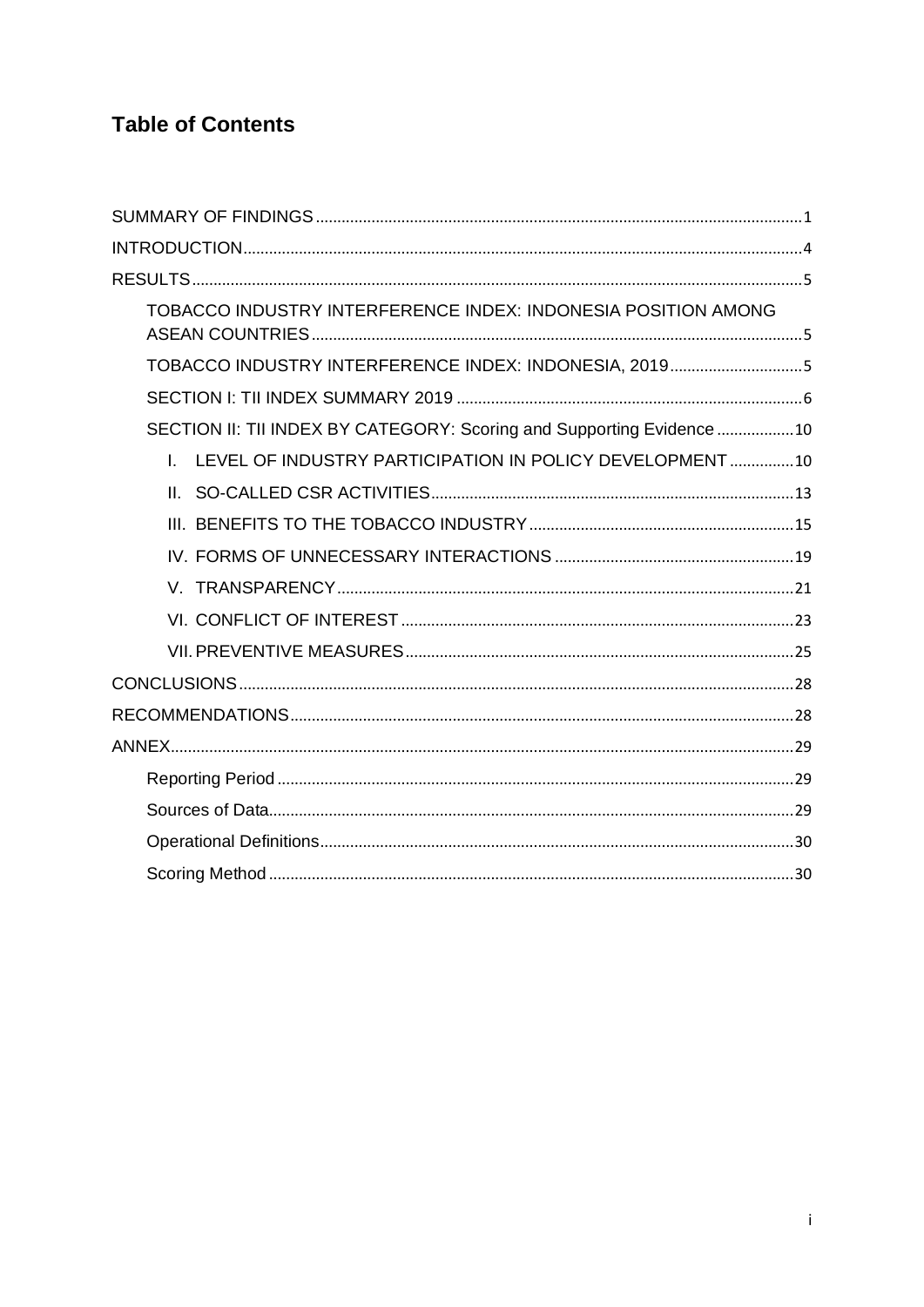# Table of Contents

- SUMMARY OF FINDINGS ........ 1
- INTRODUCTION ........ 4
- RESULTS ........ 5
  - TOBACCO INDUSTRY INTERFERENCE INDEX: INDONESIA POSITION AMONG ASEAN COUNTRIES ........ 5
  - TOBACCO INDUSTRY INTERFERENCE INDEX: INDONESIA, 2019 ........ 5
  - SECTION I: TII INDEX SUMMARY 2019 ........ 6
  - SECTION II: TII INDEX BY CATEGORY: Scoring and Supporting Evidence ........ 10
    - I. LEVEL OF INDUSTRY PARTICIPATION IN POLICY DEVELOPMENT ........ 10
    - II. SO-CALLED CSR ACTIVITIES ........ 13
    - III. BENEFITS TO THE TOBACCO INDUSTRY ........ 15
    - IV. FORMS OF UNNECESSARY INTERACTIONS ........ 19
    - V. TRANSPARENCY ........ 21
    - VI. CONFLICT OF INTEREST ........ 23
    - VII. PREVENTIVE MEASURES ........ 25
- CONCLUSIONS ........ 28
- RECOMMENDATIONS ........ 28
- ANNEX ........ 29
  - Reporting Period ........ 29
  - Sources of Data ........ 29
  - Operational Definitions ........ 30
  - Scoring Method ........ 30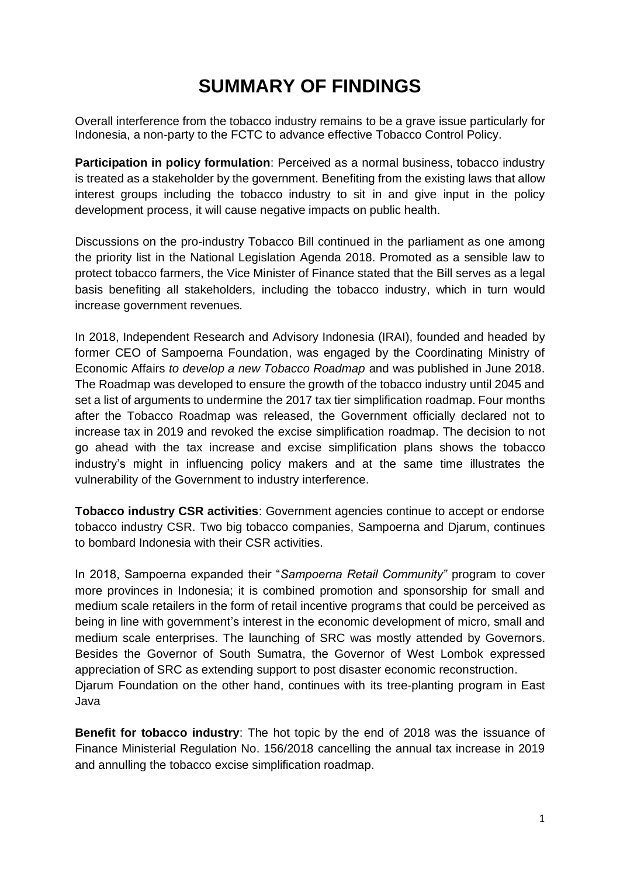# SUMMARY OF FINDINGS

Overall interference from the tobacco industry remains to be a grave issue particularly for Indonesia, a non-party to the FCTC to advance effective Tobacco Control Policy.

**Participation in policy formulation**: Perceived as a normal business, tobacco industry is treated as a stakeholder by the government. Benefiting from the existing laws that allow interest groups including the tobacco industry to sit in and give input in the policy development process, it will cause negative impacts on public health.

Discussions on the pro-industry Tobacco Bill continued in the parliament as one among the priority list in the National Legislation Agenda 2018. Promoted as a sensible law to protect tobacco farmers, the Vice Minister of Finance stated that the Bill serves as a legal basis benefiting all stakeholders, including the tobacco industry, which in turn would increase government revenues.

In 2018, Independent Research and Advisory Indonesia (IRAI), founded and headed by former CEO of Sampoerna Foundation, was engaged by the Coordinating Ministry of Economic Affairs *to develop a new Tobacco Roadmap* and was published in June 2018. The Roadmap was developed to ensure the growth of the tobacco industry until 2045 and set a list of arguments to undermine the 2017 tax tier simplification roadmap. Four months after the Tobacco Roadmap was released, the Government officially declared not to increase tax in 2019 and revoked the excise simplification roadmap. The decision to not go ahead with the tax increase and excise simplification plans shows the tobacco industry's might in influencing policy makers and at the same time illustrates the vulnerability of the Government to industry interference.

**Tobacco industry CSR activities**: Government agencies continue to accept or endorse tobacco industry CSR. Two big tobacco companies, Sampoerna and Djarum, continues to bombard Indonesia with their CSR activities.

In 2018, Sampoerna expanded their "*Sampoerna Retail Community"* program to cover more provinces in Indonesia; it is combined promotion and sponsorship for small and medium scale retailers in the form of retail incentive programs that could be perceived as being in line with government's interest in the economic development of micro, small and medium scale enterprises. The launching of SRC was mostly attended by Governors. Besides the Governor of South Sumatra, the Governor of West Lombok expressed appreciation of SRC as extending support to post disaster economic reconstruction.
Djarum Foundation on the other hand, continues with its tree-planting program in East Java

**Benefit for tobacco industry**: The hot topic by the end of 2018 was the issuance of Finance Ministerial Regulation No. 156/2018 cancelling the annual tax increase in 2019 and annulling the tobacco excise simplification roadmap.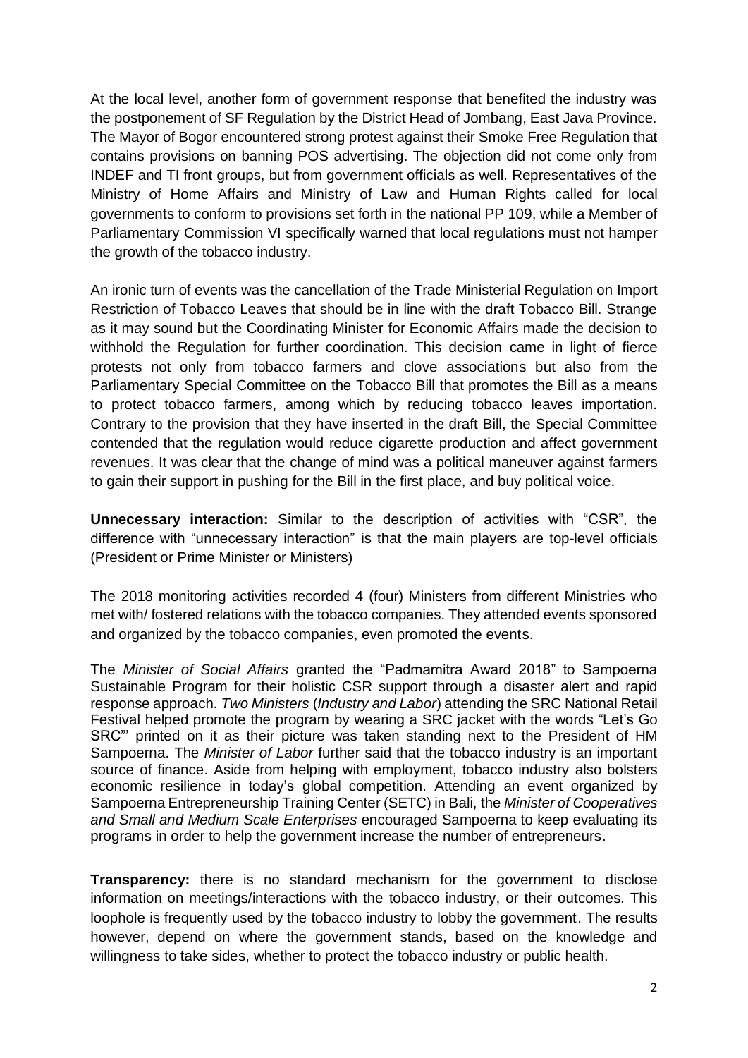At the local level, another form of government response that benefited the industry was the postponement of SF Regulation by the District Head of Jombang, East Java Province. The Mayor of Bogor encountered strong protest against their Smoke Free Regulation that contains provisions on banning POS advertising. The objection did not come only from INDEF and TI front groups, but from government officials as well. Representatives of the Ministry of Home Affairs and Ministry of Law and Human Rights called for local governments to conform to provisions set forth in the national PP 109, while a Member of Parliamentary Commission VI specifically warned that local regulations must not hamper the growth of the tobacco industry.

An ironic turn of events was the cancellation of the Trade Ministerial Regulation on Import Restriction of Tobacco Leaves that should be in line with the draft Tobacco Bill. Strange as it may sound but the Coordinating Minister for Economic Affairs made the decision to withhold the Regulation for further coordination. This decision came in light of fierce protests not only from tobacco farmers and clove associations but also from the Parliamentary Special Committee on the Tobacco Bill that promotes the Bill as a means to protect tobacco farmers, among which by reducing tobacco leaves importation. Contrary to the provision that they have inserted in the draft Bill, the Special Committee contended that the regulation would reduce cigarette production and affect government revenues. It was clear that the change of mind was a political maneuver against farmers to gain their support in pushing for the Bill in the first place, and buy political voice.

**Unnecessary interaction:** Similar to the description of activities with "CSR", the difference with "unnecessary interaction" is that the main players are top-level officials (President or Prime Minister or Ministers)

The 2018 monitoring activities recorded 4 (four) Ministers from different Ministries who met with/ fostered relations with the tobacco companies. They attended events sponsored and organized by the tobacco companies, even promoted the events.

The *Minister of Social Affairs* granted the "Padmamitra Award 2018" to Sampoerna Sustainable Program for their holistic CSR support through a disaster alert and rapid response approach. *Two Ministers* (*Industry and Labor*) attending the SRC National Retail Festival helped promote the program by wearing a SRC jacket with the words "Let's Go SRC"' printed on it as their picture was taken standing next to the President of HM Sampoerna. The *Minister of Labor* further said that the tobacco industry is an important source of finance. Aside from helping with employment, tobacco industry also bolsters economic resilience in today's global competition. Attending an event organized by Sampoerna Entrepreneurship Training Center (SETC) in Bali, the *Minister of Cooperatives and Small and Medium Scale Enterprises* encouraged Sampoerna to keep evaluating its programs in order to help the government increase the number of entrepreneurs.

**Transparency:** there is no standard mechanism for the government to disclose information on meetings/interactions with the tobacco industry, or their outcomes. This loophole is frequently used by the tobacco industry to lobby the government. The results however, depend on where the government stands, based on the knowledge and willingness to take sides, whether to protect the tobacco industry or public health.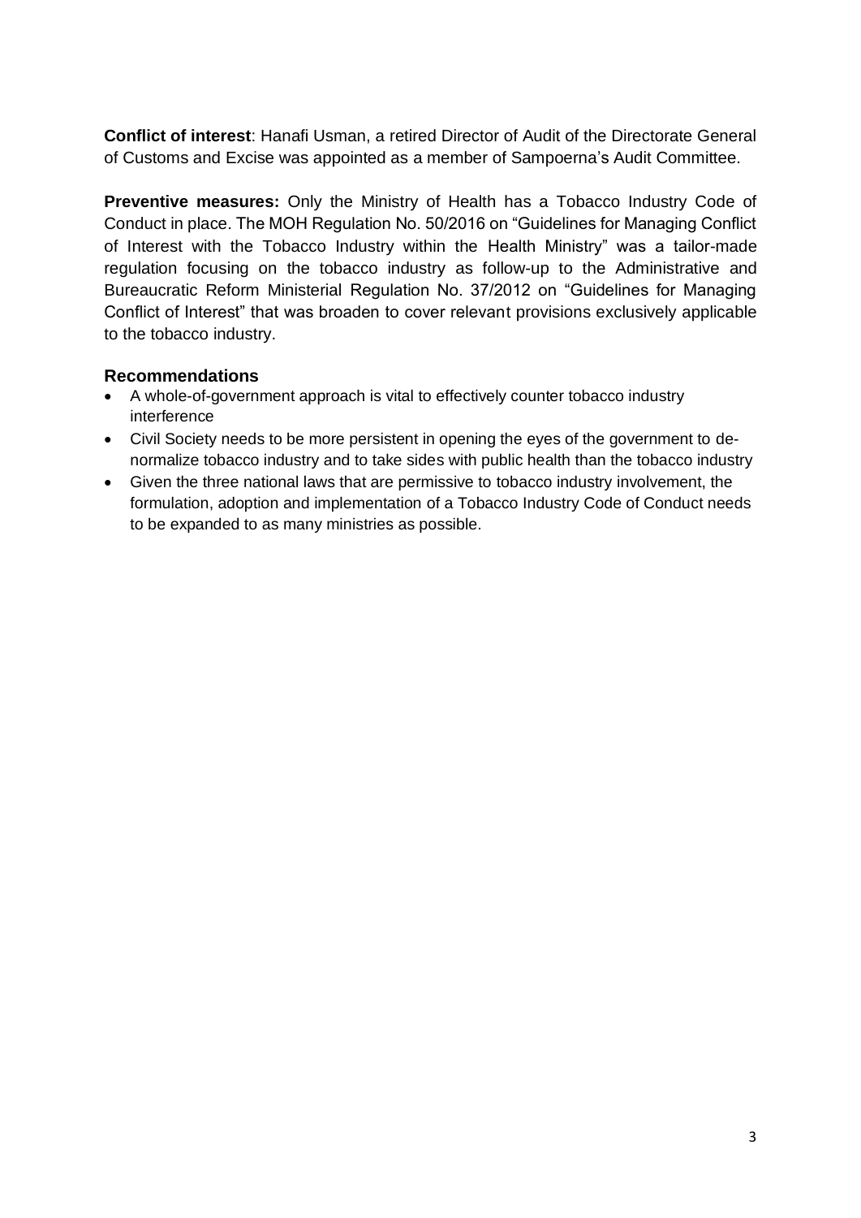**Conflict of interest**: Hanafi Usman, a retired Director of Audit of the Directorate General of Customs and Excise was appointed as a member of Sampoerna's Audit Committee.

**Preventive measures:** Only the Ministry of Health has a Tobacco Industry Code of Conduct in place. The MOH Regulation No. 50/2016 on "Guidelines for Managing Conflict of Interest with the Tobacco Industry within the Health Ministry" was a tailor-made regulation focusing on the tobacco industry as follow-up to the Administrative and Bureaucratic Reform Ministerial Regulation No. 37/2012 on "Guidelines for Managing Conflict of Interest" that was broaden to cover relevant provisions exclusively applicable to the tobacco industry.

## Recommendations

- A whole-of-government approach is vital to effectively counter tobacco industry interference
- Civil Society needs to be more persistent in opening the eyes of the government to de-normalize tobacco industry and to take sides with public health than the tobacco industry
- Given the three national laws that are permissive to tobacco industry involvement, the formulation, adoption and implementation of a Tobacco Industry Code of Conduct needs to be expanded to as many ministries as possible.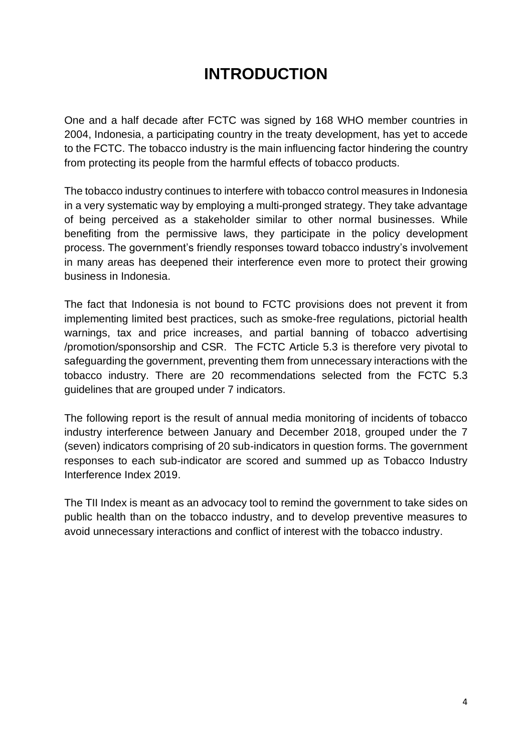# INTRODUCTION

One and a half decade after FCTC was signed by 168 WHO member countries in 2004, Indonesia, a participating country in the treaty development, has yet to accede to the FCTC. The tobacco industry is the main influencing factor hindering the country from protecting its people from the harmful effects of tobacco products.

The tobacco industry continues to interfere with tobacco control measures in Indonesia in a very systematic way by employing a multi-pronged strategy. They take advantage of being perceived as a stakeholder similar to other normal businesses. While benefiting from the permissive laws, they participate in the policy development process. The government's friendly responses toward tobacco industry's involvement in many areas has deepened their interference even more to protect their growing business in Indonesia.

The fact that Indonesia is not bound to FCTC provisions does not prevent it from implementing limited best practices, such as smoke-free regulations, pictorial health warnings, tax and price increases, and partial banning of tobacco advertising /promotion/sponsorship and CSR. The FCTC Article 5.3 is therefore very pivotal to safeguarding the government, preventing them from unnecessary interactions with the tobacco industry. There are 20 recommendations selected from the FCTC 5.3 guidelines that are grouped under 7 indicators.

The following report is the result of annual media monitoring of incidents of tobacco industry interference between January and December 2018, grouped under the 7 (seven) indicators comprising of 20 sub-indicators in question forms. The government responses to each sub-indicator are scored and summed up as Tobacco Industry Interference Index 2019.

The TII Index is meant as an advocacy tool to remind the government to take sides on public health than on the tobacco industry, and to develop preventive measures to avoid unnecessary interactions and conflict of interest with the tobacco industry.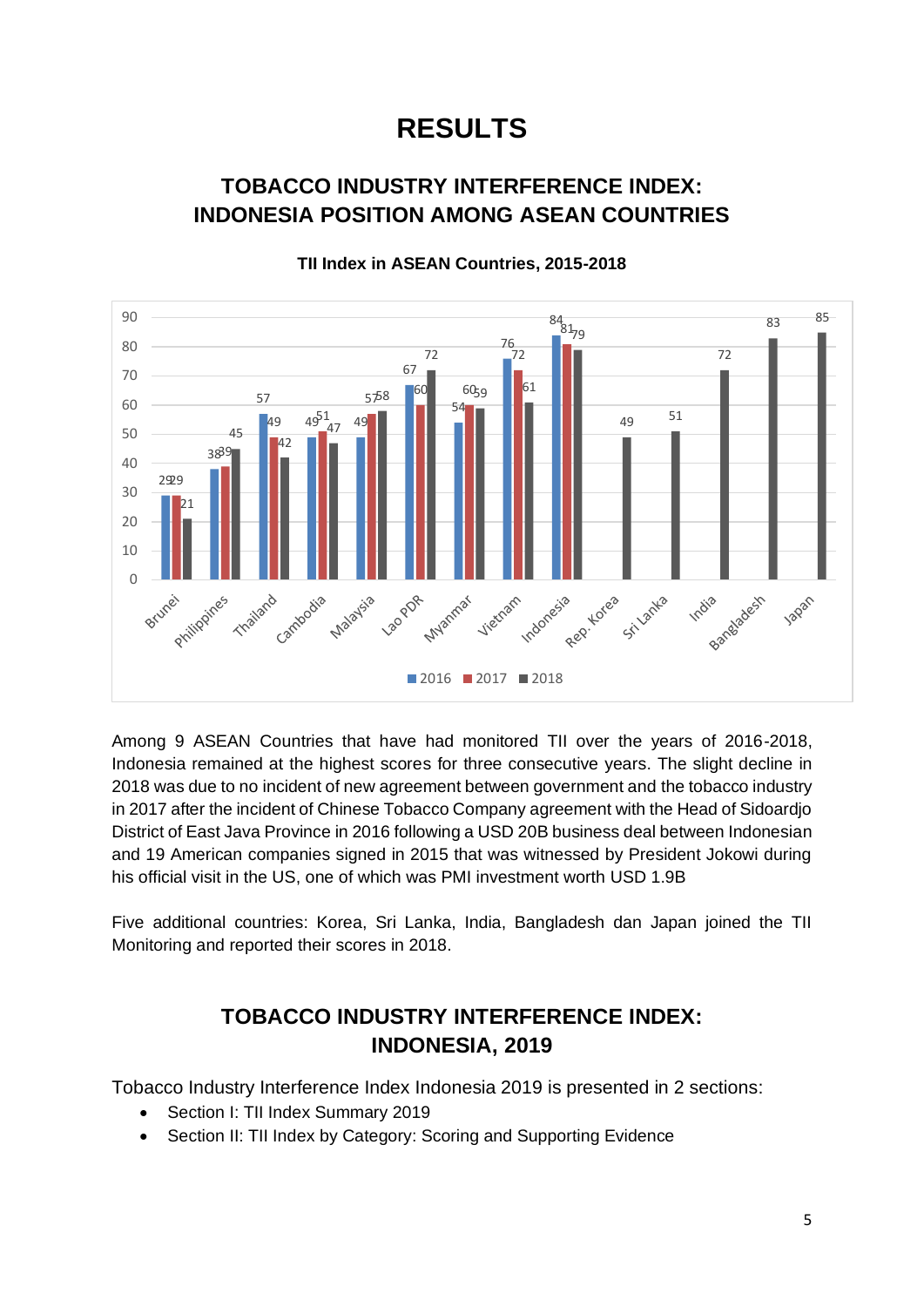# RESULTS

## TOBACCO INDUSTRY INTERFERENCE INDEX: INDONESIA POSITION AMONG ASEAN COUNTRIES

**TII Index in ASEAN Countries, 2015-2018**

| Country | 2016 | 2017 | 2018 |
|---|---|---|---|
| Brunei | 29 | 29 | 21 |
| Philippines | 38 | 39 | 45 |
| Thailand | 57 | 49 | 42 |
| Cambodia | 49 | 51 | 47 |
| Malaysia | 49 | 57 | 58 |
| Lao PDR | 67 | 60 | 72 |
| Myanmar | 54 | 60 | 59 |
| Vietnam | 76 | 72 | 61 |
| Indonesia | 84 | 81 | 79 |
| Rep. Korea | | | 49 |
| Sri Lanka | | | 51 |
| India | | | 72 |
| Bangladesh | | | 83 |
| Japan | | | 85 |

Among 9 ASEAN Countries that have had monitored TII over the years of 2016-2018, Indonesia remained at the highest scores for three consecutive years. The slight decline in 2018 was due to no incident of new agreement between government and the tobacco industry in 2017 after the incident of Chinese Tobacco Company agreement with the Head of Sidoardjo District of East Java Province in 2016 following a USD 20B business deal between Indonesian and 19 American companies signed in 2015 that was witnessed by President Jokowi during his official visit in the US, one of which was PMI investment worth USD 1.9B

Five additional countries: Korea, Sri Lanka, India, Bangladesh dan Japan joined the TII Monitoring and reported their scores in 2018.

## TOBACCO INDUSTRY INTERFERENCE INDEX: INDONESIA, 2019

Tobacco Industry Interference Index Indonesia 2019 is presented in 2 sections:

- Section I: TII Index Summary 2019
- Section II: TII Index by Category: Scoring and Supporting Evidence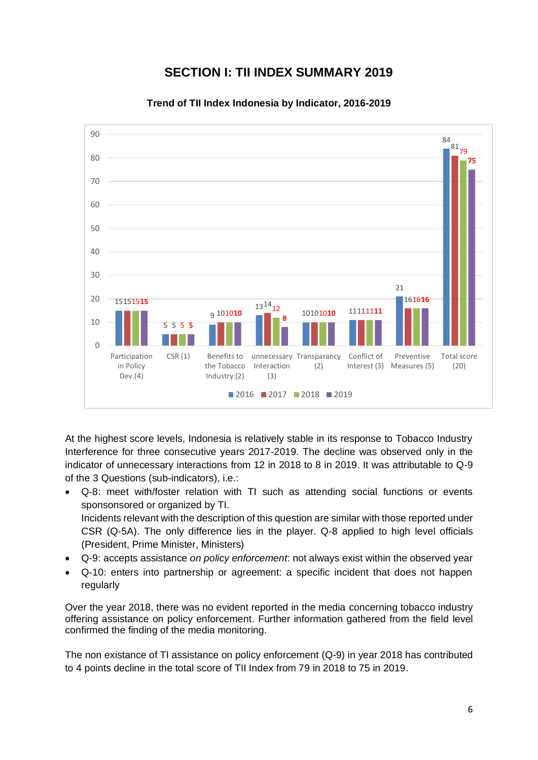# SECTION I: TII INDEX SUMMARY 2019

**Trend of TII Index Indonesia by Indicator, 2016-2019**

| Indicator | 2016 | 2017 | 2018 | 2019 |
|---|---|---|---|---|
| Participation in Policy Dev.(4) | 15 | 15 | 15 | 15 |
| CSR (1) | 5 | 5 | 5 | 5 |
| Benefits to the Tobacco Industry (2) | 9 | 10 | 10 | 10 |
| unnecessary Interaction (3) | 13 | 14 | 12 | 8 |
| Transparancy (2) | 10 | 10 | 10 | 10 |
| Conflict of Interest (3) | 11 | 11 | 11 | 11 |
| Preventive Measures (5) | 21 | 16 | 16 | 16 |
| Total score (20) | 84 | 81 | 79 | 75 |

At the highest score levels, Indonesia is relatively stable in its response to Tobacco Industry Interference for three consecutive years 2017-2019. The decline was observed only in the indicator of unnecessary interactions from 12 in 2018 to 8 in 2019. It was attributable to Q-9 of the 3 Questions (sub-indicators), i.e.:

- Q-8: meet with/foster relation with TI such as attending social functions or events sponsonsored or organized by TI.
  Incidents relevant with the description of this question are similar with those reported under CSR (Q-5A). The only difference lies in the player. Q-8 applied to high level officials (President, Prime Minister, Ministers)
- Q-9: accepts assistance *on policy enforcement*: not always exist within the observed year
- Q-10: enters into partnership or agreement: a specific incident that does not happen regularly

Over the year 2018, there was no evident reported in the media concerning tobacco industry offering assistance on policy enforcement. Further information gathered from the field level confirmed the finding of the media monitoring.

The non existance of TI assistance on policy enforcement (Q-9) in year 2018 has contributed to 4 points decline in the total score of TII Index from 79 in 2018 to 75 in 2019.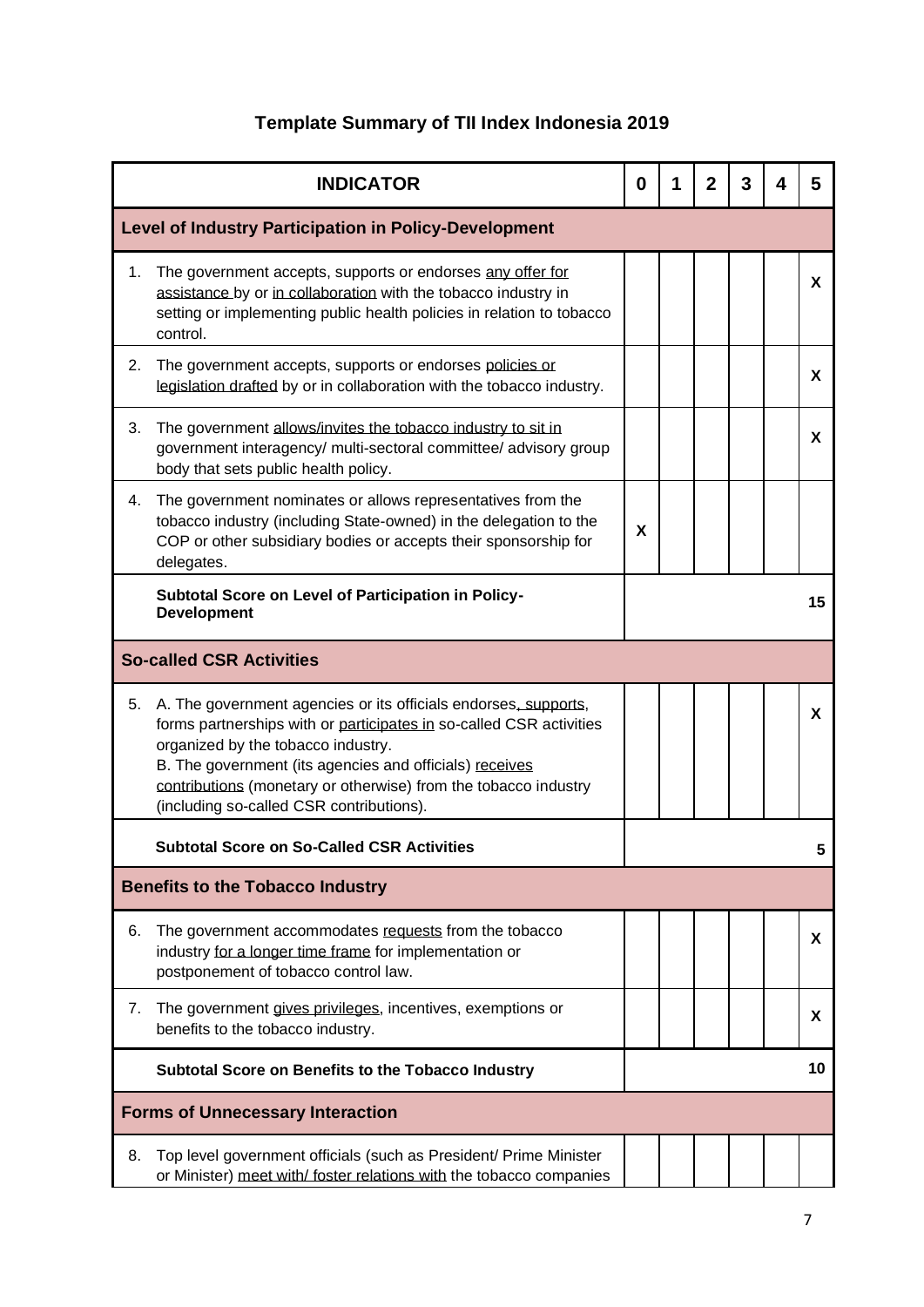# Template Summary of TII Index Indonesia 2019

| INDICATOR | 0 | 1 | 2 | 3 | 4 | 5 |
|---|---|---|---|---|---|---|
| **Level of Industry Participation in Policy-Development** | | | | | | |
| 1. The government accepts, supports or endorses any offer for assistance by or in collaboration with the tobacco industry in setting or implementing public health policies in relation to tobacco control. | | | | | | X |
| 2. The government accepts, supports or endorses policies or legislation drafted by or in collaboration with the tobacco industry. | | | | | | X |
| 3. The government allows/invites the tobacco industry to sit in government interagency/ multi-sectoral committee/ advisory group body that sets public health policy. | | | | | | X |
| 4. The government nominates or allows representatives from the tobacco industry (including State-owned) in the delegation to the COP or other subsidiary bodies or accepts their sponsorship for delegates. | X | | | | | |
| **Subtotal Score on Level of Participation in Policy-Development** | | | | | | **15** |
| **So-called CSR Activities** | | | | | | |
| 5. A. The government agencies or its officials endorses, supports, forms partnerships with or participates in so-called CSR activities organized by the tobacco industry.<br>B. The government (its agencies and officials) receives contributions (monetary or otherwise) from the tobacco industry (including so-called CSR contributions). | | | | | | X |
| **Subtotal Score on So-Called CSR Activities** | | | | | | **5** |
| **Benefits to the Tobacco Industry** | | | | | | |
| 6. The government accommodates requests from the tobacco industry for a longer time frame for implementation or postponement of tobacco control law. | | | | | | X |
| 7. The government gives privileges, incentives, exemptions or benefits to the tobacco industry. | | | | | | X |
| **Subtotal Score on Benefits to the Tobacco Industry** | | | | | | **10** |
| **Forms of Unnecessary Interaction** | | | | | | |
| 8. Top level government officials (such as President/ Prime Minister or Minister) meet with/ foster relations with the tobacco companies | | | | | | |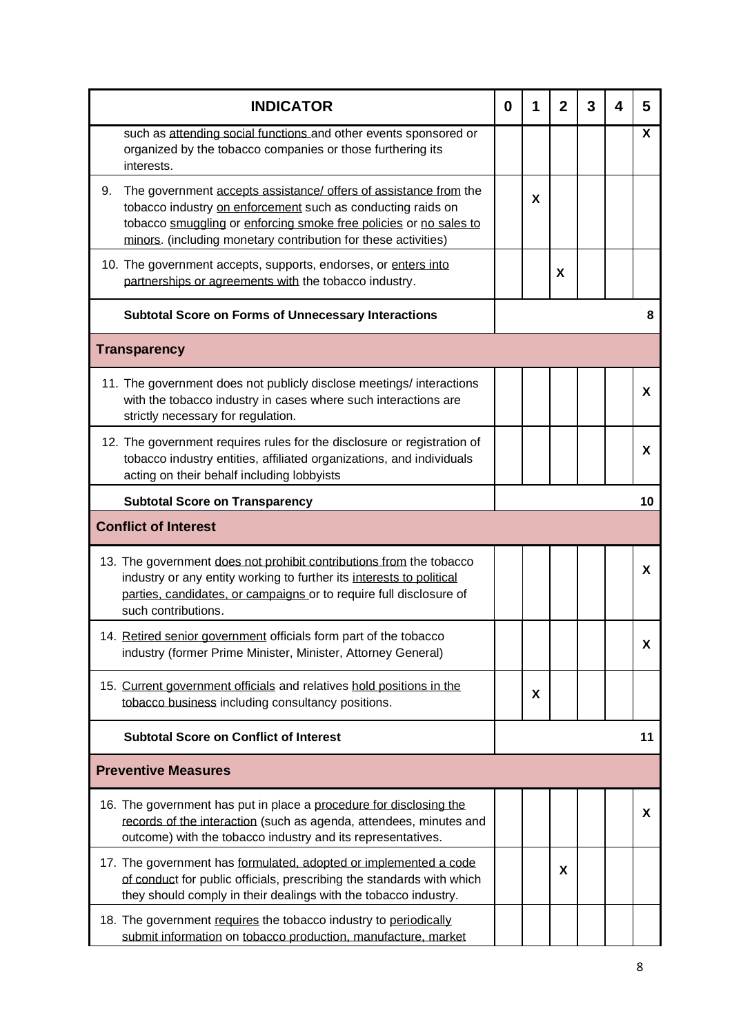| INDICATOR | 0 | 1 | 2 | 3 | 4 | 5 |
|---|---|---|---|---|---|---|
| such as attending social functions and other events sponsored or organized by the tobacco companies or those furthering its interests. | | | | | | X |
| 9. The government accepts assistance/ offers of assistance from the tobacco industry on enforcement such as conducting raids on tobacco smuggling or enforcing smoke free policies or no sales to minors. (including monetary contribution for these activities) | | X | | | | |
| 10. The government accepts, supports, endorses, or enters into partnerships or agreements with the tobacco industry. | | | X | | | |
| **Subtotal Score on Forms of Unnecessary Interactions** | | | | | | 8 |
| **Transparency** | | | | | | |
| 11. The government does not publicly disclose meetings/ interactions with the tobacco industry in cases where such interactions are strictly necessary for regulation. | | | | | | X |
| 12. The government requires rules for the disclosure or registration of tobacco industry entities, affiliated organizations, and individuals acting on their behalf including lobbyists | | | | | | X |
| **Subtotal Score on Transparency** | | | | | | 10 |
| **Conflict of Interest** | | | | | | |
| 13. The government does not prohibit contributions from the tobacco industry or any entity working to further its interests to political parties, candidates, or campaigns or to require full disclosure of such contributions. | | | | | | X |
| 14. Retired senior government officials form part of the tobacco industry (former Prime Minister, Minister, Attorney General) | | | | | | X |
| 15. Current government officials and relatives hold positions in the tobacco business including consultancy positions. | | X | | | | |
| **Subtotal Score on Conflict of Interest** | | | | | | 11 |
| **Preventive Measures** | | | | | | |
| 16. The government has put in place a procedure for disclosing the records of the interaction (such as agenda, attendees, minutes and outcome) with the tobacco industry and its representatives. | | | | | | X |
| 17. The government has formulated, adopted or implemented a code of conduct for public officials, prescribing the standards with which they should comply in their dealings with the tobacco industry. | | | X | | | |
| 18. The government requires the tobacco industry to periodically submit information on tobacco production, manufacture, market | | | | | | |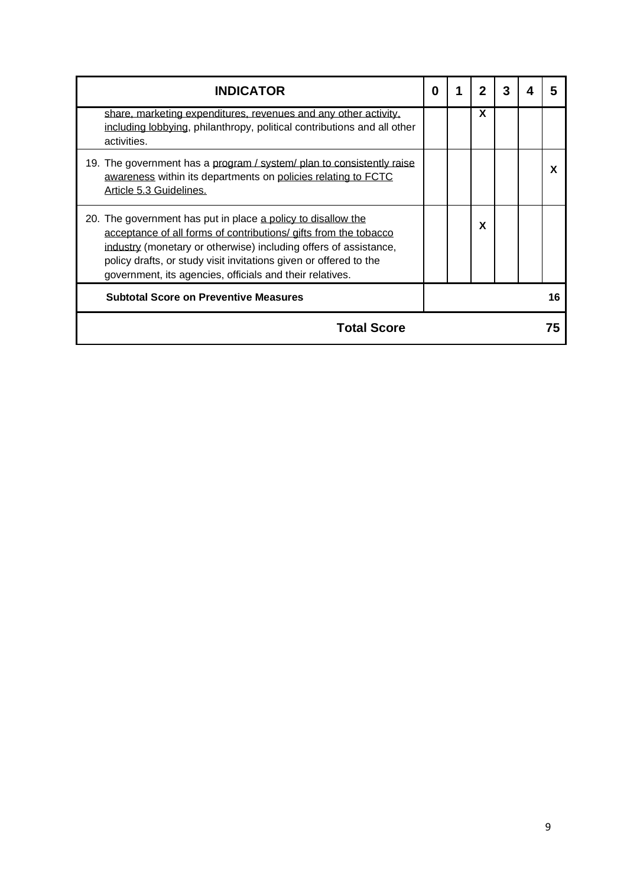| INDICATOR | 0 | 1 | 2 | 3 | 4 | 5 |
|---|---|---|---|---|---|---|
| share, marketing expenditures, revenues and any other activity, including lobbying, philanthropy, political contributions and all other activities. | | | X | | | |
| 19. The government has a program / system/ plan to consistently raise awareness within its departments on policies relating to FCTC Article 5.3 Guidelines. | | | | | | X |
| 20. The government has put in place a policy to disallow the acceptance of all forms of contributions/ gifts from the tobacco industry (monetary or otherwise) including offers of assistance, policy drafts, or study visit invitations given or offered to the government, its agencies, officials and their relatives. | | | X | | | |
| **Subtotal Score on Preventive Measures** | | | | | | **16** |
| **Total Score** | | | | | | **75** |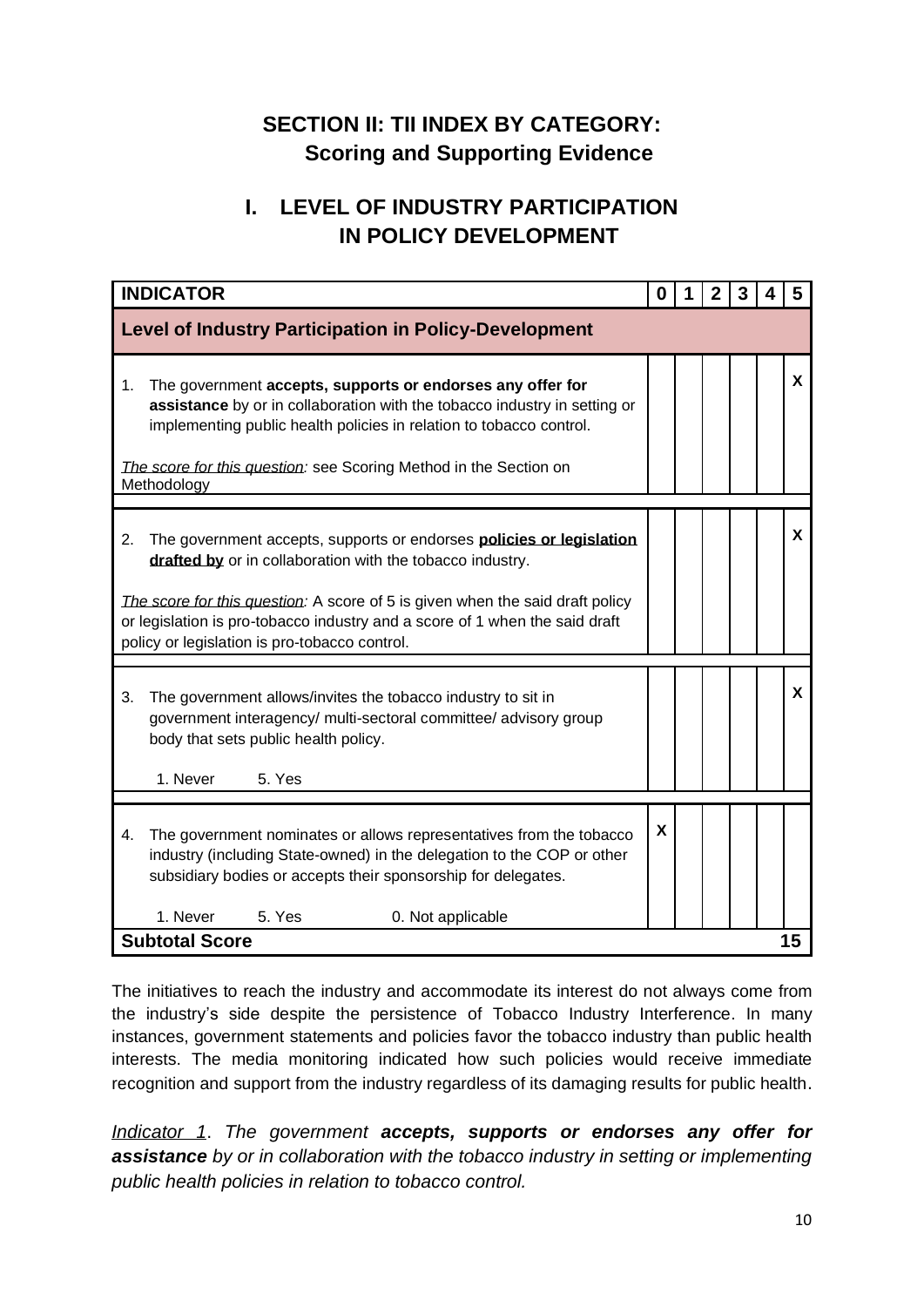## SECTION II: TII INDEX BY CATEGORY: Scoring and Supporting Evidence

## I. LEVEL OF INDUSTRY PARTICIPATION IN POLICY DEVELOPMENT

| INDICATOR | 0 | 1 | 2 | 3 | 4 | 5 |
|---|---|---|---|---|---|---|
| **Level of Industry Participation in Policy-Development** | | | | | | |
| 1. The government **accepts, supports or endorses any offer for assistance** by or in collaboration with the tobacco industry in setting or implementing public health policies in relation to tobacco control. <br><br> *The score for this question:* see Scoring Method in the Section on Methodology | | | | | | X |
| 2. The government accepts, supports or endorses **policies or legislation drafted by** or in collaboration with the tobacco industry. <br><br> *The score for this question:* A score of 5 is given when the said draft policy or legislation is pro-tobacco industry and a score of 1 when the said draft policy or legislation is pro-tobacco control. | | | | | | X |
| 3. The government allows/invites the tobacco industry to sit in government interagency/ multi-sectoral committee/ advisory group body that sets public health policy. <br><br> 1. Never 5. Yes | | | | | | X |
| 4. The government nominates or allows representatives from the tobacco industry (including State-owned) in the delegation to the COP or other subsidiary bodies or accepts their sponsorship for delegates. <br><br> 1. Never 5. Yes 0. Not applicable | X | | | | | |
| **Subtotal Score** | | | | | | **15** |

The initiatives to reach the industry and accommodate its interest do not always come from the industry's side despite the persistence of Tobacco Industry Interference. In many instances, government statements and policies favor the tobacco industry than public health interests. The media monitoring indicated how such policies would receive immediate recognition and support from the industry regardless of its damaging results for public health.

*Indicator 1. The government **accepts, supports or endorses any offer for assistance** by or in collaboration with the tobacco industry in setting or implementing public health policies in relation to tobacco control.*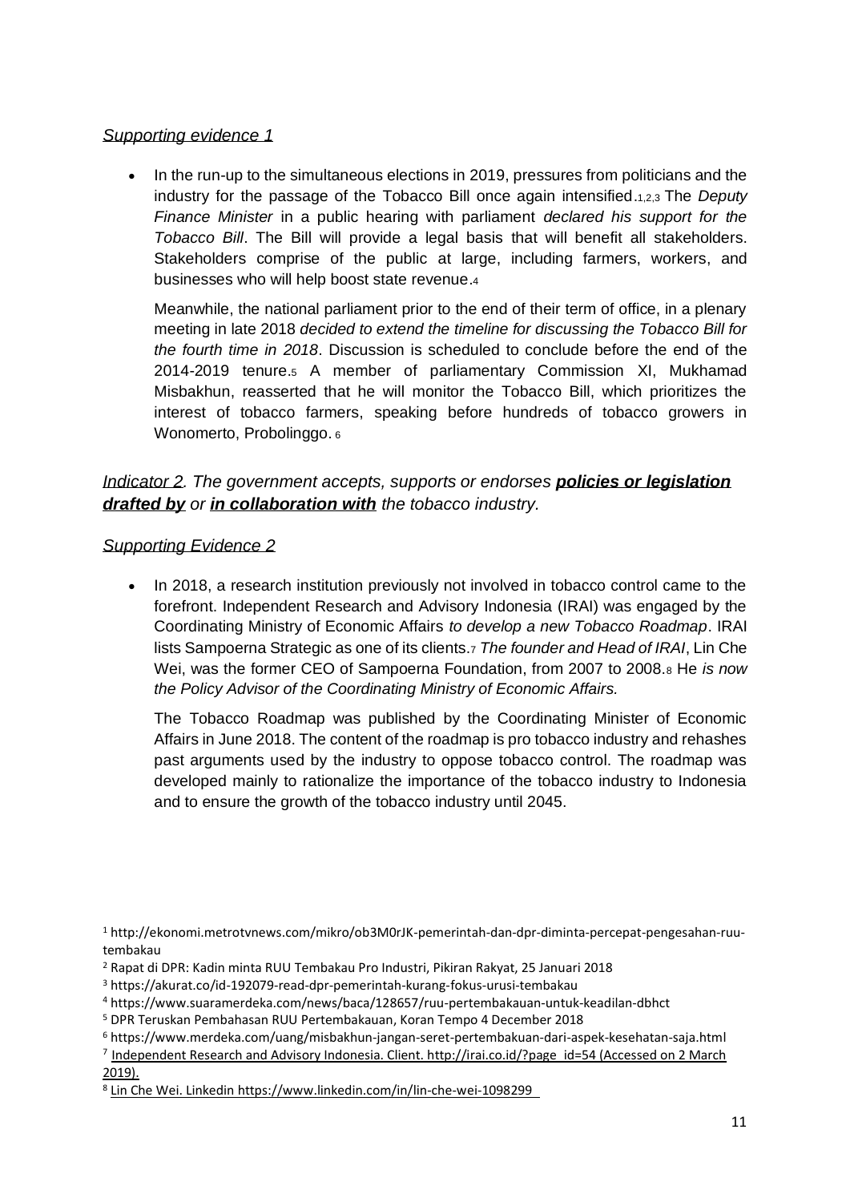*Supporting evidence 1*

- In the run-up to the simultaneous elections in 2019, pressures from politicians and the industry for the passage of the Tobacco Bill once again intensified.[1,2,3] The *Deputy Finance Minister* in a public hearing with parliament *declared his support for the Tobacco Bill*. The Bill will provide a legal basis that will benefit all stakeholders. Stakeholders comprise of the public at large, including farmers, workers, and businesses who will help boost state revenue.[4]

  Meanwhile, the national parliament prior to the end of their term of office, in a plenary meeting in late 2018 *decided to extend the timeline for discussing the Tobacco Bill for the fourth time in 2018*. Discussion is scheduled to conclude before the end of the 2014-2019 tenure.[5] A member of parliamentary Commission XI, Mukhamad Misbakhun, reasserted that he will monitor the Tobacco Bill, which prioritizes the interest of tobacco farmers, speaking before hundreds of tobacco growers in Wonomerto, Probolinggo.[6]

### *Indicator 2. The government accepts, supports or endorses **policies or legislation drafted by** or **in collaboration with** the tobacco industry.*

*Supporting Evidence 2*

- In 2018, a research institution previously not involved in tobacco control came to the forefront. Independent Research and Advisory Indonesia (IRAI) was engaged by the Coordinating Ministry of Economic Affairs *to develop a new Tobacco Roadmap*. IRAI lists Sampoerna Strategic as one of its clients.[7] *The founder and Head of IRAI*, Lin Che Wei, was the former CEO of Sampoerna Foundation, from 2007 to 2008.[8] He *is now the Policy Advisor of the Coordinating Ministry of Economic Affairs.*

  The Tobacco Roadmap was published by the Coordinating Minister of Economic Affairs in June 2018. The content of the roadmap is pro tobacco industry and rehashes past arguments used by the industry to oppose tobacco control. The roadmap was developed mainly to rationalize the importance of the tobacco industry to Indonesia and to ensure the growth of the tobacco industry until 2045.

---

[1] http://ekonomi.metrotvnews.com/mikro/ob3M0rJK-pemerintah-dan-dpr-diminta-percepat-pengesahan-ruu-tembakau

[2] Rapat di DPR: Kadin minta RUU Tembakau Pro Industri, Pikiran Rakyat, 25 Januari 2018

[3] https://akurat.co/id-192079-read-dpr-pemerintah-kurang-fokus-urusi-tembakau

[4] https://www.suaramerdeka.com/news/baca/128657/ruu-pertembakauan-untuk-keadilan-dbhct

[5] DPR Teruskan Pembahasan RUU Pertembakauan, Koran Tempo 4 December 2018

[6] https://www.merdeka.com/uang/misbakhun-jangan-seret-pertembakuan-dari-aspek-kesehatan-saja.html

[7] Independent Research and Advisory Indonesia. Client. http://irai.co.id/?page_id=54 (Accessed on 2 March 2019).

[8] Lin Che Wei. Linkedin https://www.linkedin.com/in/lin-che-wei-1098299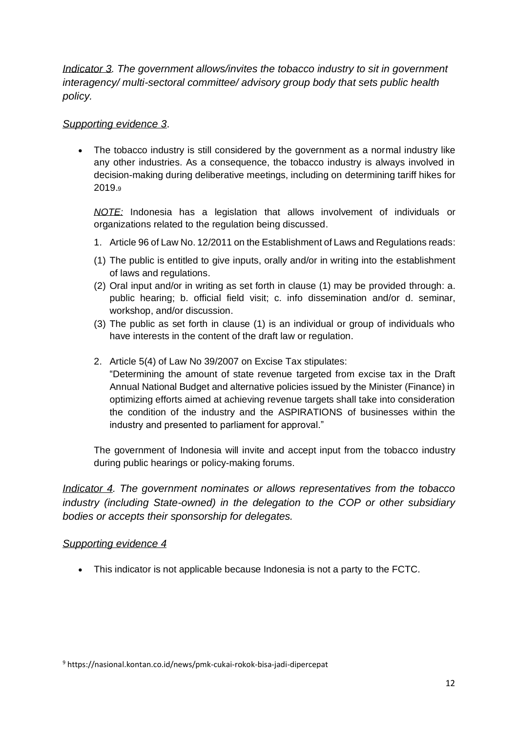*Indicator 3. The government allows/invites the tobacco industry to sit in government interagency/ multi-sectoral committee/ advisory group body that sets public health policy.*

*Supporting evidence 3.*

- The tobacco industry is still considered by the government as a normal industry like any other industries. As a consequence, the tobacco industry is always involved in decision-making during deliberative meetings, including on determining tariff hikes for 2019.[9]

  *NOTE:* Indonesia has a legislation that allows involvement of individuals or organizations related to the regulation being discussed.

  1. Article 96 of Law No. 12/2011 on the Establishment of Laws and Regulations reads:

  (1) The public is entitled to give inputs, orally and/or in writing into the establishment of laws and regulations.
  (2) Oral input and/or in writing as set forth in clause (1) may be provided through: a. public hearing; b. official field visit; c. info dissemination and/or d. seminar, workshop, and/or discussion.
  (3) The public as set forth in clause (1) is an individual or group of individuals who have interests in the content of the draft law or regulation.

  2. Article 5(4) of Law No 39/2007 on Excise Tax stipulates:
     "Determining the amount of state revenue targeted from excise tax in the Draft Annual National Budget and alternative policies issued by the Minister (Finance) in optimizing efforts aimed at achieving revenue targets shall take into consideration the condition of the industry and the ASPIRATIONS of businesses within the industry and presented to parliament for approval."

  The government of Indonesia will invite and accept input from the tobacco industry during public hearings or policy-making forums.

*Indicator 4. The government nominates or allows representatives from the tobacco industry (including State-owned) in the delegation to the COP or other subsidiary bodies or accepts their sponsorship for delegates.*

*Supporting evidence 4*

- This indicator is not applicable because Indonesia is not a party to the FCTC.

[9] https://nasional.kontan.co.id/news/pmk-cukai-rokok-bisa-jadi-dipercepat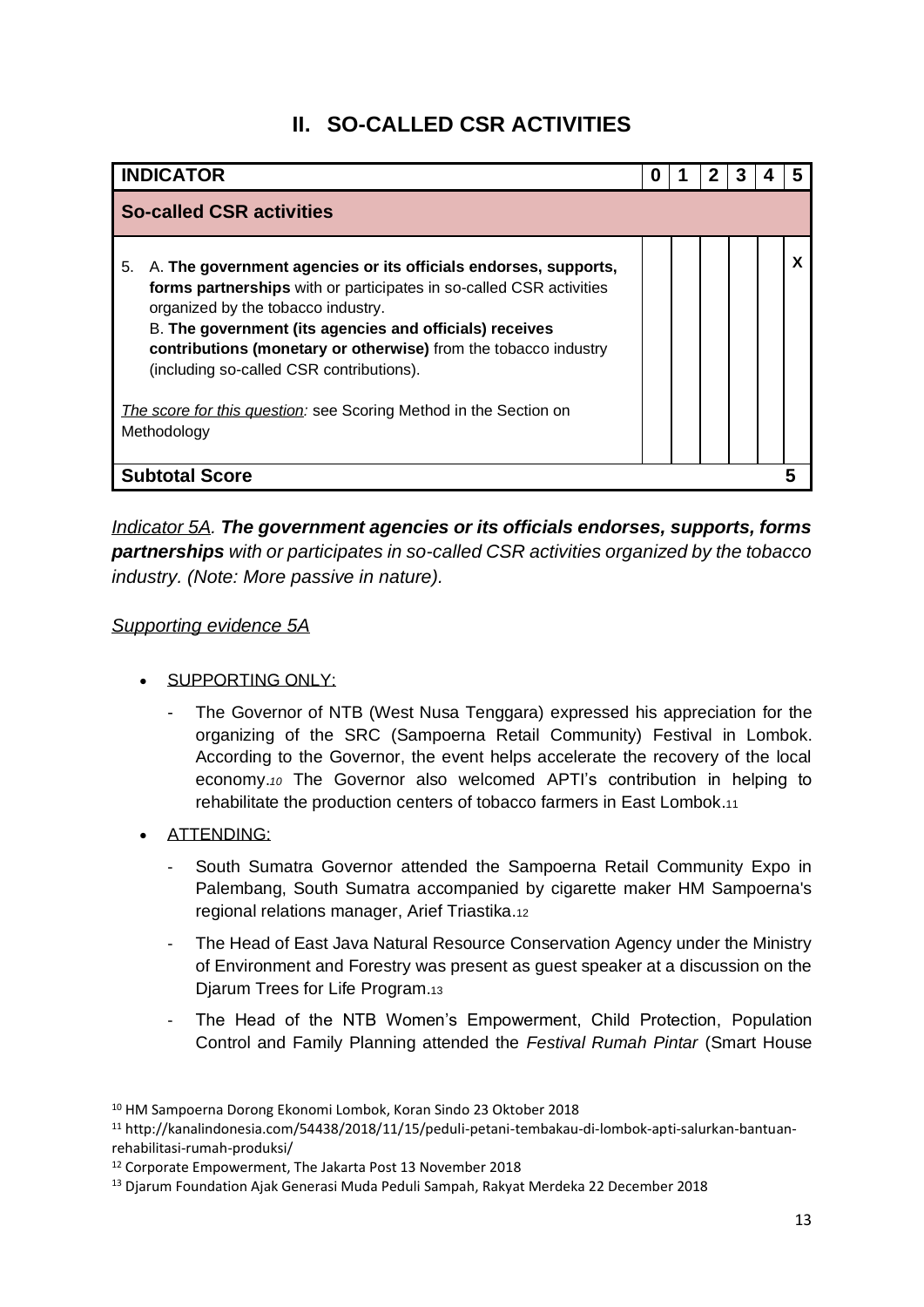# II. SO-CALLED CSR ACTIVITIES

| INDICATOR | 0 | 1 | 2 | 3 | 4 | 5 |
|---|---|---|---|---|---|---|
| **So-called CSR activities** | | | | | | |
| 5. A. **The government agencies or its officials endorses, supports, forms partnerships** with or participates in so-called CSR activities organized by the tobacco industry.<br>B. **The government (its agencies and officials) receives contributions (monetary or otherwise)** from the tobacco industry (including so-called CSR contributions).<br><br>*The score for this question:* see Scoring Method in the Section on Methodology | | | | | | X |
| **Subtotal Score** | | | | | | 5 |

*Indicator 5A. **The government agencies or its officials endorses, supports, forms partnerships** with or participates in so-called CSR activities organized by the tobacco industry. (Note: More passive in nature).*

*Supporting evidence 5A*

- SUPPORTING ONLY:
  - The Governor of NTB (West Nusa Tenggara) expressed his appreciation for the organizing of the SRC (Sampoerna Retail Community) Festival in Lombok. According to the Governor, the event helps accelerate the recovery of the local economy.[10] The Governor also welcomed APTI's contribution in helping to rehabilitate the production centers of tobacco farmers in East Lombok.[11]
- ATTENDING:
  - South Sumatra Governor attended the Sampoerna Retail Community Expo in Palembang, South Sumatra accompanied by cigarette maker HM Sampoerna's regional relations manager, Arief Triastika.[12]
  - The Head of East Java Natural Resource Conservation Agency under the Ministry of Environment and Forestry was present as guest speaker at a discussion on the Djarum Trees for Life Program.[13]
  - The Head of the NTB Women's Empowerment, Child Protection, Population Control and Family Planning attended the *Festival Rumah Pintar* (Smart House

[10] HM Sampoerna Dorong Ekonomi Lombok, Koran Sindo 23 Oktober 2018

[11] http://kanalindonesia.com/54438/2018/11/15/peduli-petani-tembakau-di-lombok-apti-salurkan-bantuan-rehabilitasi-rumah-produksi/

[12] Corporate Empowerment, The Jakarta Post 13 November 2018

[13] Djarum Foundation Ajak Generasi Muda Peduli Sampah, Rakyat Merdeka 22 December 2018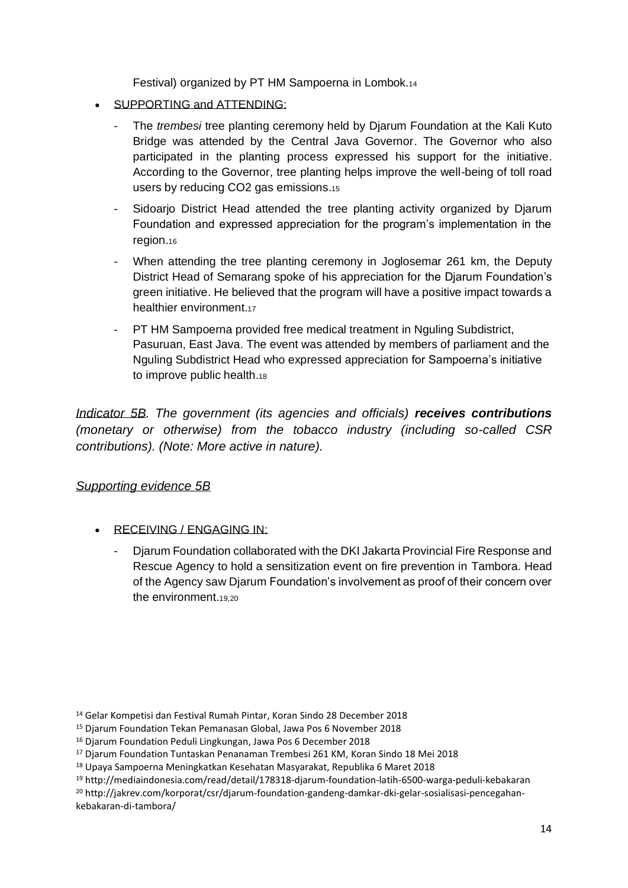Festival) organized by PT HM Sampoerna in Lombok.[14]

- SUPPORTING and ATTENDING:
    - The *trembesi* tree planting ceremony held by Djarum Foundation at the Kali Kuto Bridge was attended by the Central Java Governor. The Governor who also participated in the planting process expressed his support for the initiative. According to the Governor, tree planting helps improve the well-being of toll road users by reducing CO2 gas emissions.[15]
    - Sidoarjo District Head attended the tree planting activity organized by Djarum Foundation and expressed appreciation for the program's implementation in the region.[16]
    - When attending the tree planting ceremony in Joglosemar 261 km, the Deputy District Head of Semarang spoke of his appreciation for the Djarum Foundation's green initiative. He believed that the program will have a positive impact towards a healthier environment.[17]
    - PT HM Sampoerna provided free medical treatment in Nguling Subdistrict, Pasuruan, East Java. The event was attended by members of parliament and the Nguling Subdistrict Head who expressed appreciation for Sampoerna's initiative to improve public health.[18]

*Indicator 5B. The government (its agencies and officials)* ***receives contributions*** *(monetary or otherwise) from the tobacco industry (including so-called CSR contributions). (Note: More active in nature).*

*Supporting evidence 5B*

- RECEIVING / ENGAGING IN:
    - Djarum Foundation collaborated with the DKI Jakarta Provincial Fire Response and Rescue Agency to hold a sensitization event on fire prevention in Tambora. Head of the Agency saw Djarum Foundation's involvement as proof of their concern over the environment.[19,20]

[14] Gelar Kompetisi dan Festival Rumah Pintar, Koran Sindo 28 December 2018
[15] Djarum Foundation Tekan Pemanasan Global, Jawa Pos 6 November 2018
[16] Djarum Foundation Peduli Lingkungan, Jawa Pos 6 December 2018
[17] Djarum Foundation Tuntaskan Penanaman Trembesi 261 KM, Koran Sindo 18 Mei 2018
[18] Upaya Sampoerna Meningkatkan Kesehatan Masyarakat, Republika 6 Maret 2018
[19] http://mediaindonesia.com/read/detail/178318-djarum-foundation-latih-6500-warga-peduli-kebakaran
[20] http://jakrev.com/korporat/csr/djarum-foundation-gandeng-damkar-dki-gelar-sosialisasi-pencegahan-kebakaran-di-tambora/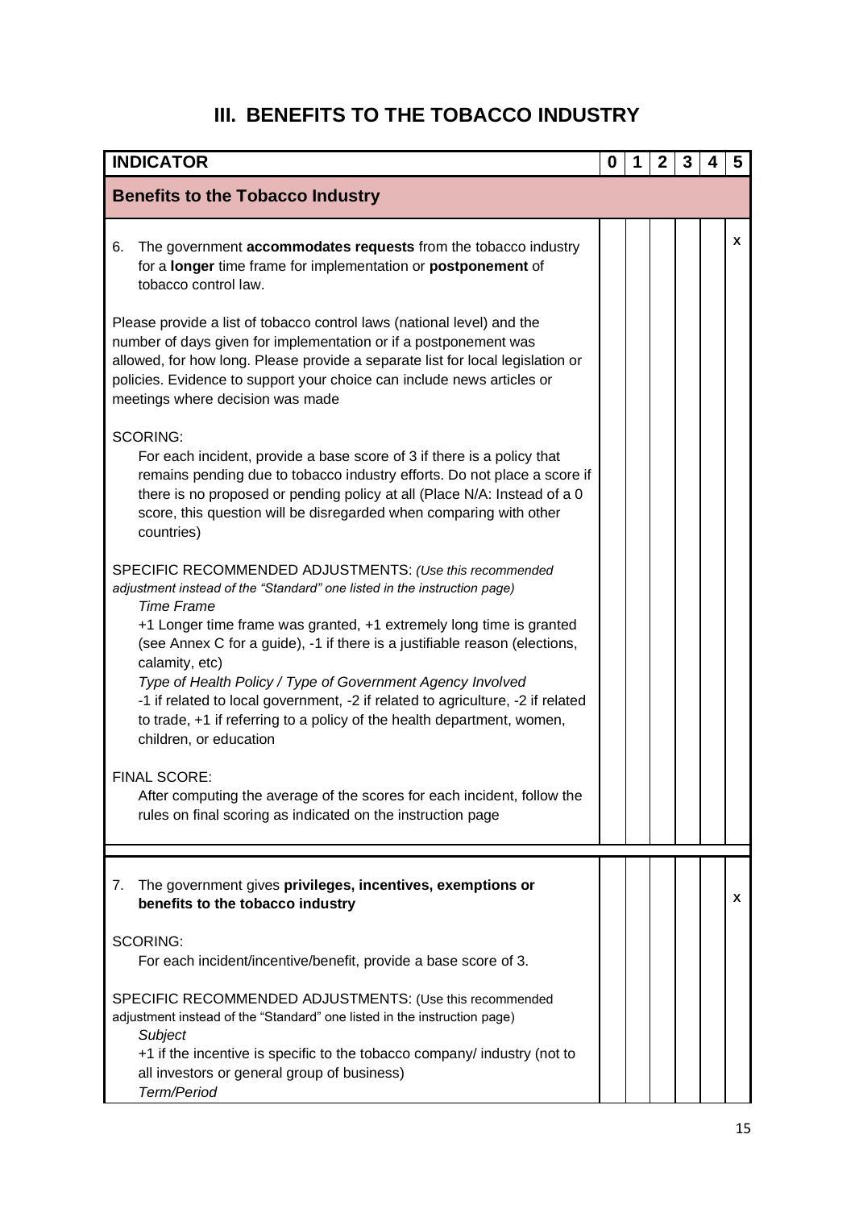# III. BENEFITS TO THE TOBACCO INDUSTRY

| INDICATOR | 0 | 1 | 2 | 3 | 4 | 5 |
|---|---|---|---|---|---|---|
| **Benefits to the Tobacco Industry** | | | | | | |
| 6. The government **accommodates requests** from the tobacco industry for a **longer** time frame for implementation or **postponement** of tobacco control law.<br><br>Please provide a list of tobacco control laws (national level) and the number of days given for implementation or if a postponement was allowed, for how long. Please provide a separate list for local legislation or policies. Evidence to support your choice can include news articles or meetings where decision was made<br><br>SCORING:<br>For each incident, provide a base score of 3 if there is a policy that remains pending due to tobacco industry efforts. Do not place a score if there is no proposed or pending policy at all (Place N/A: Instead of a 0 score, this question will be disregarded when comparing with other countries)<br><br>SPECIFIC RECOMMENDED ADJUSTMENTS: *(Use this recommended adjustment instead of the "Standard" one listed in the instruction page)*<br>*Time Frame*<br>+1 Longer time frame was granted, +1 extremely long time is granted (see Annex C for a guide), -1 if there is a justifiable reason (elections, calamity, etc)<br>*Type of Health Policy / Type of Government Agency Involved*<br>-1 if related to local government, -2 if related to agriculture, -2 if related to trade, +1 if referring to a policy of the health department, women, children, or education<br><br>FINAL SCORE:<br>After computing the average of the scores for each incident, follow the rules on final scoring as indicated on the instruction page | | | | | | x |
| 7. The government gives **privileges, incentives, exemptions or benefits to the tobacco industry**<br><br>SCORING:<br>For each incident/incentive/benefit, provide a base score of 3.<br><br>SPECIFIC RECOMMENDED ADJUSTMENTS: (Use this recommended adjustment instead of the "Standard" one listed in the instruction page)<br>*Subject*<br>+1 if the incentive is specific to the tobacco company/ industry (not to all investors or general group of business)<br>*Term/Period* | | | | | | x |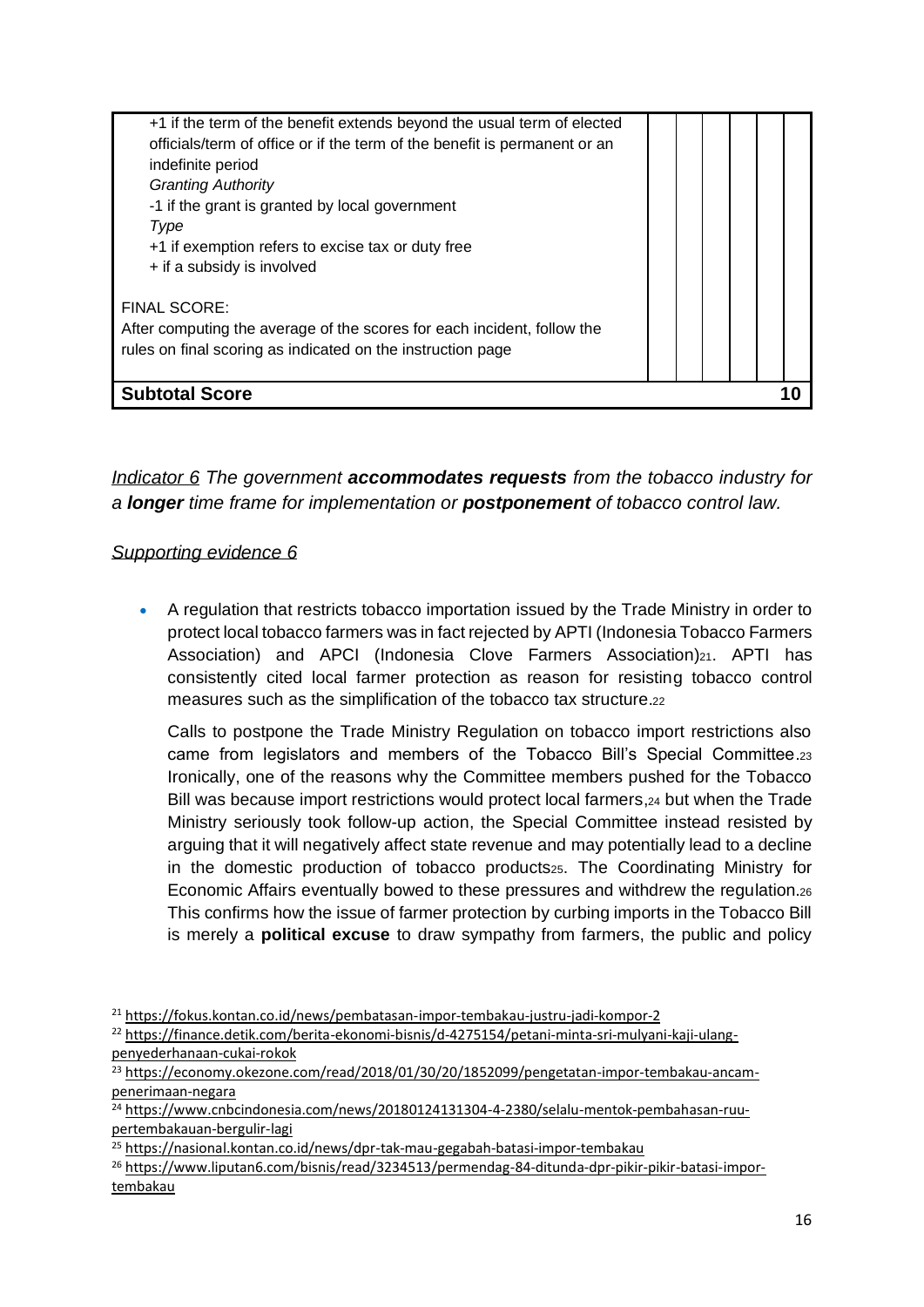| | | | | | |
|---|---|---|---|---|---|
| +1 if the term of the benefit extends beyond the usual term of elected officials/term of office or if the term of the benefit is permanent or an indefinite period<br>*Granting Authority*<br>-1 if the grant is granted by local government<br>*Type*<br>+1 if exemption refers to excise tax or duty free<br>+ if a subsidy is involved<br><br>FINAL SCORE:<br>After computing the average of the scores for each incident, follow the rules on final scoring as indicated on the instruction page | | | | | |
| **Subtotal Score** | | | | | **10** |

*Indicator 6 The government **accommodates requests** from the tobacco industry for a **longer** time frame for implementation or **postponement** of tobacco control law.*

*Supporting evidence 6*

- A regulation that restricts tobacco importation issued by the Trade Ministry in order to protect local tobacco farmers was in fact rejected by APTI (Indonesia Tobacco Farmers Association) and APCI (Indonesia Clove Farmers Association)[21]. APTI has consistently cited local farmer protection as reason for resisting tobacco control measures such as the simplification of the tobacco tax structure.[22]

  Calls to postpone the Trade Ministry Regulation on tobacco import restrictions also came from legislators and members of the Tobacco Bill's Special Committee.[23] Ironically, one of the reasons why the Committee members pushed for the Tobacco Bill was because import restrictions would protect local farmers,[24] but when the Trade Ministry seriously took follow-up action, the Special Committee instead resisted by arguing that it will negatively affect state revenue and may potentially lead to a decline in the domestic production of tobacco products[25]. The Coordinating Ministry for Economic Affairs eventually bowed to these pressures and withdrew the regulation.[26] This confirms how the issue of farmer protection by curbing imports in the Tobacco Bill is merely a **political excuse** to draw sympathy from farmers, the public and policy

[21] https://fokus.kontan.co.id/news/pembatasan-impor-tembakau-justru-jadi-kompor-2

[22] https://finance.detik.com/berita-ekonomi-bisnis/d-4275154/petani-minta-sri-mulyani-kaji-ulang-penyederhanaan-cukai-rokok

[23] https://economy.okezone.com/read/2018/01/30/20/1852099/pengetatan-impor-tembakau-ancam-penerimaan-negara

[24] https://www.cnbcindonesia.com/news/20180124131304-4-2380/selalu-mentok-pembahasan-ruu-pertembakauan-bergulir-lagi

[25] https://nasional.kontan.co.id/news/dpr-tak-mau-gegabah-batasi-impor-tembakau

[26] https://www.liputan6.com/bisnis/read/3234513/permendag-84-ditunda-dpr-pikir-pikir-batasi-impor-tembakau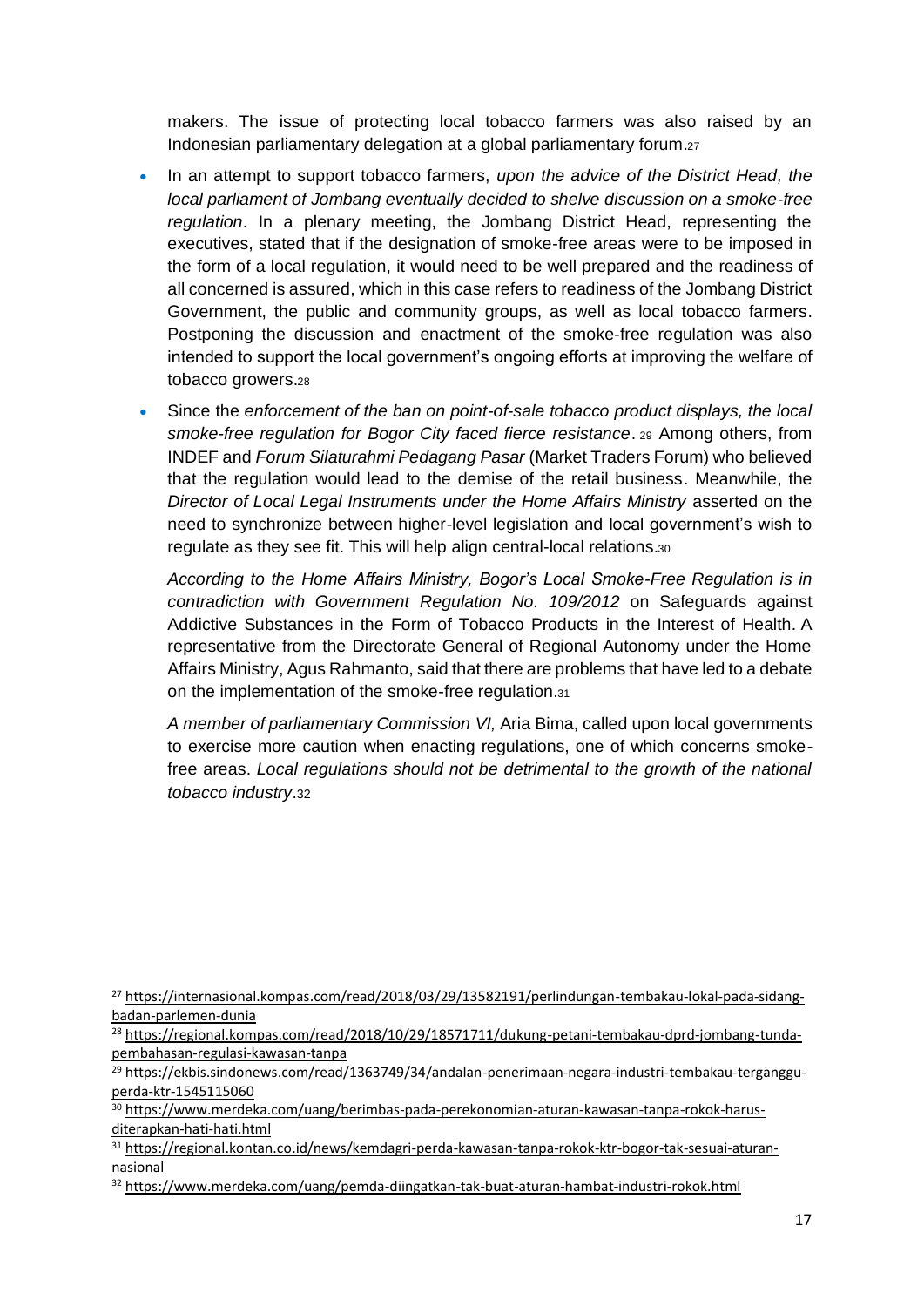makers. The issue of protecting local tobacco farmers was also raised by an Indonesian parliamentary delegation at a global parliamentary forum.[27]

- In an attempt to support tobacco farmers, *upon the advice of the District Head, the local parliament of Jombang eventually decided to shelve discussion on a smoke-free regulation*. In a plenary meeting, the Jombang District Head, representing the executives, stated that if the designation of smoke-free areas were to be imposed in the form of a local regulation, it would need to be well prepared and the readiness of all concerned is assured, which in this case refers to readiness of the Jombang District Government, the public and community groups, as well as local tobacco farmers. Postponing the discussion and enactment of the smoke-free regulation was also intended to support the local government's ongoing efforts at improving the welfare of tobacco growers.[28]
- Since the *enforcement of the ban on point-of-sale tobacco product displays, the local smoke-free regulation for Bogor City faced fierce resistance*.[29] Among others, from INDEF and *Forum Silaturahmi Pedagang Pasar* (Market Traders Forum) who believed that the regulation would lead to the demise of the retail business. Meanwhile, the *Director of Local Legal Instruments under the Home Affairs Ministry* asserted on the need to synchronize between higher-level legislation and local government's wish to regulate as they see fit. This will help align central-local relations.[30]

  *According to the Home Affairs Ministry, Bogor's Local Smoke-Free Regulation is in contradiction with Government Regulation No. 109/2012* on Safeguards against Addictive Substances in the Form of Tobacco Products in the Interest of Health. A representative from the Directorate General of Regional Autonomy under the Home Affairs Ministry, Agus Rahmanto, said that there are problems that have led to a debate on the implementation of the smoke-free regulation.[31]

  *A member of parliamentary Commission VI,* Aria Bima, called upon local governments to exercise more caution when enacting regulations, one of which concerns smoke-free areas. *Local regulations should not be detrimental to the growth of the national tobacco industry*.[32]

---

[27] https://internasional.kompas.com/read/2018/03/29/13582191/perlindungan-tembakau-lokal-pada-sidang-badan-parlemen-dunia

[28] https://regional.kompas.com/read/2018/10/29/18571711/dukung-petani-tembakau-dprd-jombang-tunda-pembahasan-regulasi-kawasan-tanpa

[29] https://ekbis.sindonews.com/read/1363749/34/andalan-penerimaan-negara-industri-tembakau-terganggu-perda-ktr-1545115060

[30] https://www.merdeka.com/uang/berimbas-pada-perekonomian-aturan-kawasan-tanpa-rokok-harus-diterapkan-hati-hati.html

[31] https://regional.kontan.co.id/news/kemdagri-perda-kawasan-tanpa-rokok-ktr-bogor-tak-sesuai-aturan-nasional

[32] https://www.merdeka.com/uang/pemda-diingatkan-tak-buat-aturan-hambat-industri-rokok.html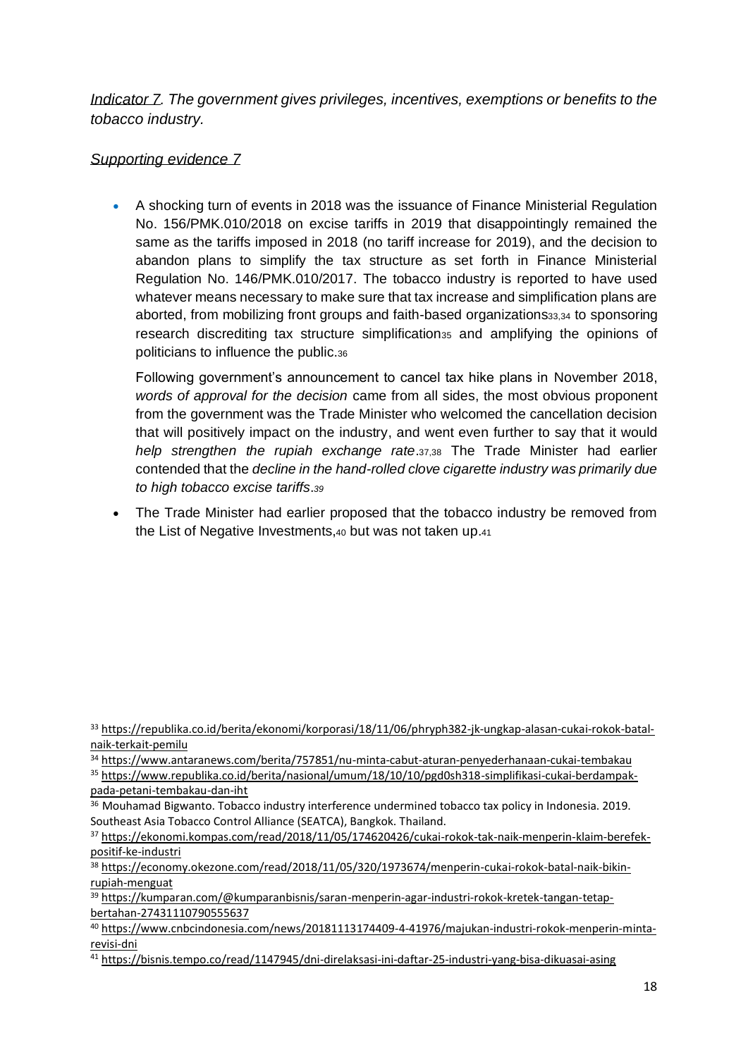*Indicator 7. The government gives privileges, incentives, exemptions or benefits to the tobacco industry.*

*Supporting evidence 7*

- A shocking turn of events in 2018 was the issuance of Finance Ministerial Regulation No. 156/PMK.010/2018 on excise tariffs in 2019 that disappointingly remained the same as the tariffs imposed in 2018 (no tariff increase for 2019), and the decision to abandon plans to simplify the tax structure as set forth in Finance Ministerial Regulation No. 146/PMK.010/2017. The tobacco industry is reported to have used whatever means necessary to make sure that tax increase and simplification plans are aborted, from mobilizing front groups and faith-based organizations[33,34] to sponsoring research discrediting tax structure simplification[35] and amplifying the opinions of politicians to influence the public.[36]

  Following government's announcement to cancel tax hike plans in November 2018, *words of approval for the decision* came from all sides, the most obvious proponent from the government was the Trade Minister who welcomed the cancellation decision that will positively impact on the industry, and went even further to say that it would *help strengthen the rupiah exchange rate*.[37,38] The Trade Minister had earlier contended that the *decline in the hand-rolled clove cigarette industry was primarily due to high tobacco excise tariffs*.[39]

- The Trade Minister had earlier proposed that the tobacco industry be removed from the List of Negative Investments,[40] but was not taken up.[41]

---

[33] https://republika.co.id/berita/ekonomi/korporasi/18/11/06/phryph382-jk-ungkap-alasan-cukai-rokok-batal-naik-terkait-pemilu

[34] https://www.antaranews.com/berita/757851/nu-minta-cabut-aturan-penyederhanaan-cukai-tembakau

[35] https://www.republika.co.id/berita/nasional/umum/18/10/10/pgd0sh318-simplifikasi-cukai-berdampak-pada-petani-tembakau-dan-iht

[36] Mouhamad Bigwanto. Tobacco industry interference undermined tobacco tax policy in Indonesia. 2019. Southeast Asia Tobacco Control Alliance (SEATCA), Bangkok. Thailand.

[37] https://ekonomi.kompas.com/read/2018/11/05/174620426/cukai-rokok-tak-naik-menperin-klaim-berefek-positif-ke-industri

[38] https://economy.okezone.com/read/2018/11/05/320/1973674/menperin-cukai-rokok-batal-naik-bikin-rupiah-menguat

[39] https://kumparan.com/@kumparanbisnis/saran-menperin-agar-industri-rokok-kretek-tangan-tetap-bertahan-27431110790555637

[40] https://www.cnbcindonesia.com/news/20181113174409-4-41976/majukan-industri-rokok-menperin-minta-revisi-dni

[41] https://bisnis.tempo.co/read/1147945/dni-direlaksasi-ini-daftar-25-industri-yang-bisa-dikuasai-asing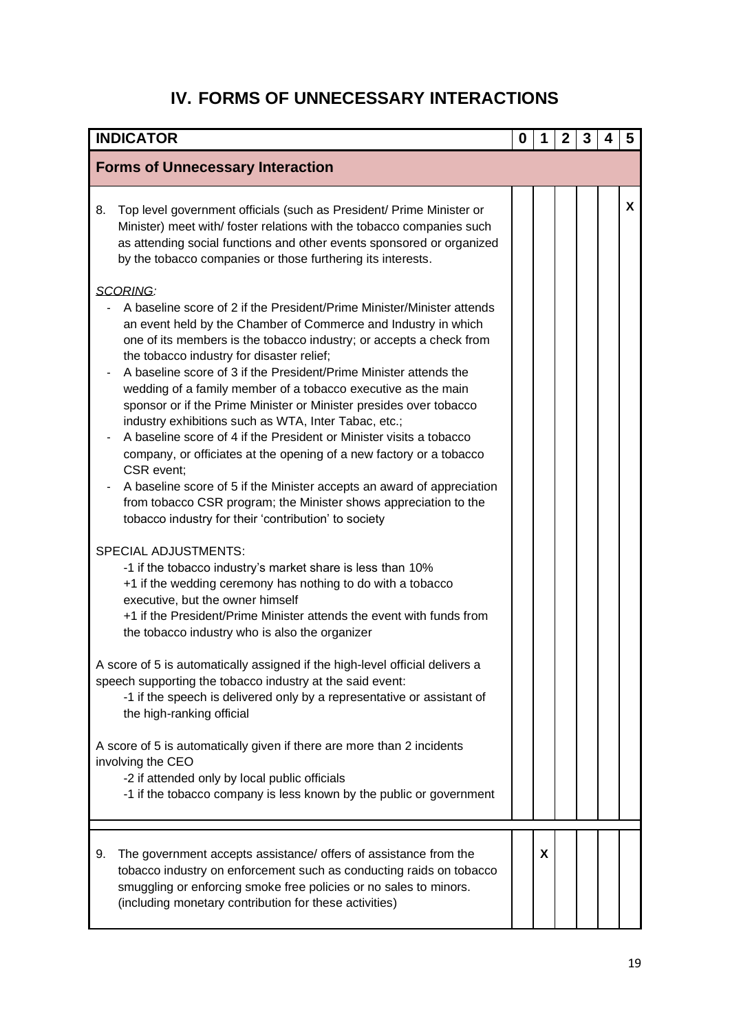# IV. FORMS OF UNNECESSARY INTERACTIONS

| INDICATOR | 0 | 1 | 2 | 3 | 4 | 5 |
|---|---|---|---|---|---|---|
| **Forms of Unnecessary Interaction** | | | | | | |
| 8. Top level government officials (such as President/ Prime Minister or Minister) meet with/ foster relations with the tobacco companies such as attending social functions and other events sponsored or organized by the tobacco companies or those furthering its interests.<br><br>*SCORING:*<br>- A baseline score of 2 if the President/Prime Minister/Minister attends an event held by the Chamber of Commerce and Industry in which one of its members is the tobacco industry; or accepts a check from the tobacco industry for disaster relief;<br>- A baseline score of 3 if the President/Prime Minister attends the wedding of a family member of a tobacco executive as the main sponsor or if the Prime Minister or Minister presides over tobacco industry exhibitions such as WTA, Inter Tabac, etc.;<br>- A baseline score of 4 if the President or Minister visits a tobacco company, or officiates at the opening of a new factory or a tobacco CSR event;<br>- A baseline score of 5 if the Minister accepts an award of appreciation from tobacco CSR program; the Minister shows appreciation to the tobacco industry for their 'contribution' to society<br><br>SPECIAL ADJUSTMENTS:<br>-1 if the tobacco industry's market share is less than 10%<br>+1 if the wedding ceremony has nothing to do with a tobacco executive, but the owner himself<br>+1 if the President/Prime Minister attends the event with funds from the tobacco industry who is also the organizer<br><br>A score of 5 is automatically assigned if the high-level official delivers a speech supporting the tobacco industry at the said event:<br>-1 if the speech is delivered only by a representative or assistant of the high-ranking official<br><br>A score of 5 is automatically given if there are more than 2 incidents involving the CEO<br>-2 if attended only by local public officials<br>-1 if the tobacco company is less known by the public or government | | | | | | X |
| 9. The government accepts assistance/ offers of assistance from the tobacco industry on enforcement such as conducting raids on tobacco smuggling or enforcing smoke free policies or no sales to minors. (including monetary contribution for these activities) | | X | | | | |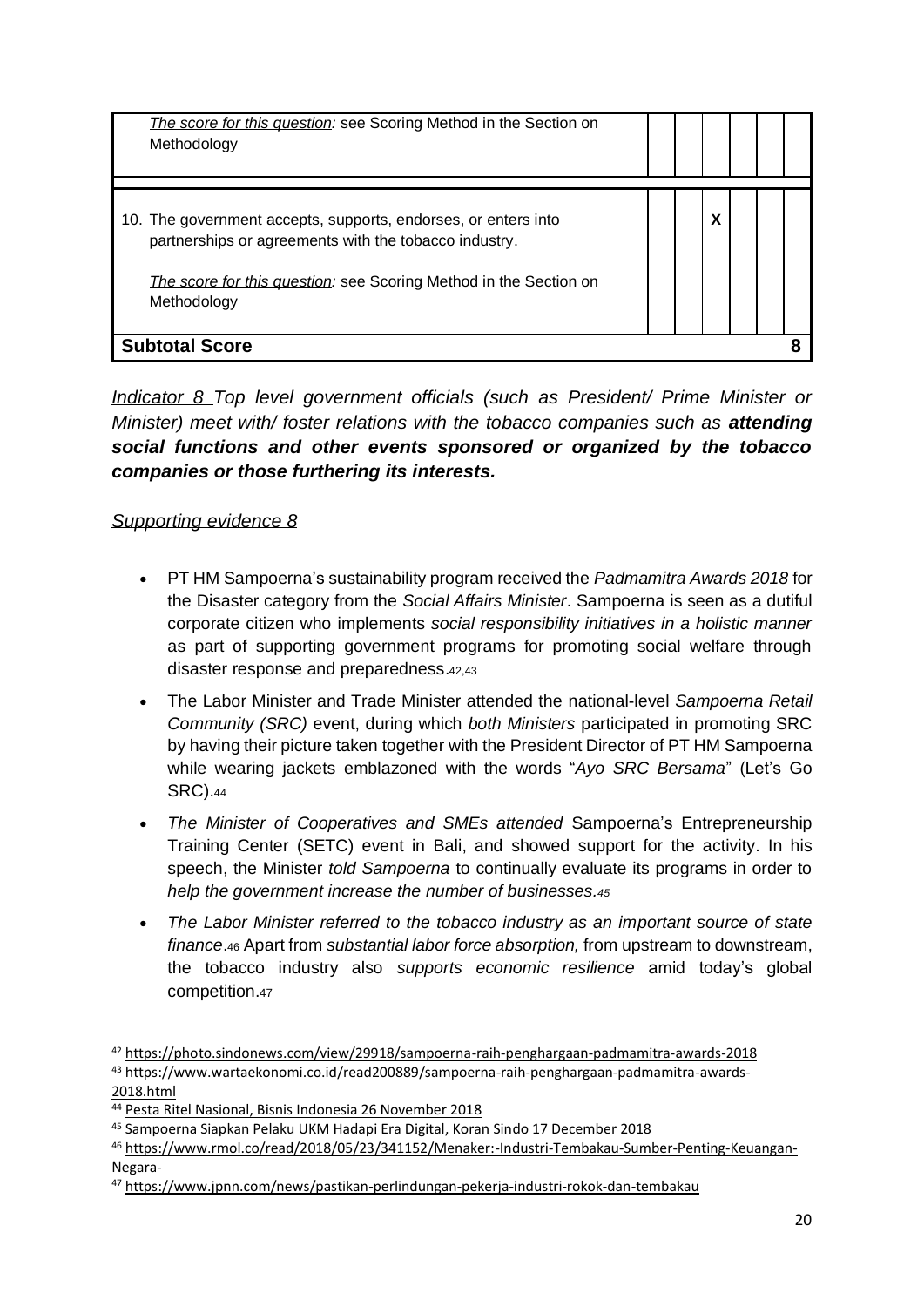| | | | | | | |
|---|---|---|---|---|---|---|
| *The score for this question:* see Scoring Method in the Section on Methodology | | | | | | |
| | | | | | | |
| 10. The government accepts, supports, endorses, or enters into partnerships or agreements with the tobacco industry. <br><br> *The score for this question:* see Scoring Method in the Section on Methodology | | | X | | | |
| **Subtotal Score** | | | | | | **8** |

*Indicator 8 Top level government officials (such as President/ Prime Minister or Minister) meet with/ foster relations with the tobacco companies such as **attending social functions and other events sponsored or organized by the tobacco companies or those furthering its interests.***

*Supporting evidence 8*

- PT HM Sampoerna's sustainability program received the *Padmamitra Awards 2018* for the Disaster category from the *Social Affairs Minister*. Sampoerna is seen as a dutiful corporate citizen who implements *social responsibility initiatives in a holistic manner* as part of supporting government programs for promoting social welfare through disaster response and preparedness.[42,43]
- The Labor Minister and Trade Minister attended the national-level *Sampoerna Retail Community (SRC)* event, during which *both Ministers* participated in promoting SRC by having their picture taken together with the President Director of PT HM Sampoerna while wearing jackets emblazoned with the words "*Ayo SRC Bersama*" (Let's Go SRC).[44]
- *The Minister of Cooperatives and SMEs attended* Sampoerna's Entrepreneurship Training Center (SETC) event in Bali, and showed support for the activity. In his speech, the Minister *told Sampoerna* to continually evaluate its programs in order to *help the government increase the number of businesses.[45]*
- *The Labor Minister referred to the tobacco industry as an important source of state finance*.[46] Apart from *substantial labor force absorption,* from upstream to downstream, the tobacco industry also *supports economic resilience* amid today's global competition.[47]

[42] https://photo.sindonews.com/view/29918/sampoerna-raih-penghargaan-padmamitra-awards-2018
[43] https://www.wartaekonomi.co.id/read200889/sampoerna-raih-penghargaan-padmamitra-awards-2018.html
[44] Pesta Ritel Nasional, Bisnis Indonesia 26 November 2018
[45] Sampoerna Siapkan Pelaku UKM Hadapi Era Digital, Koran Sindo 17 December 2018
[46] https://www.rmol.co/read/2018/05/23/341152/Menaker:-Industri-Tembakau-Sumber-Penting-Keuangan-Negara-
[47] https://www.jpnn.com/news/pastikan-perlindungan-pekerja-industri-rokok-dan-tembakau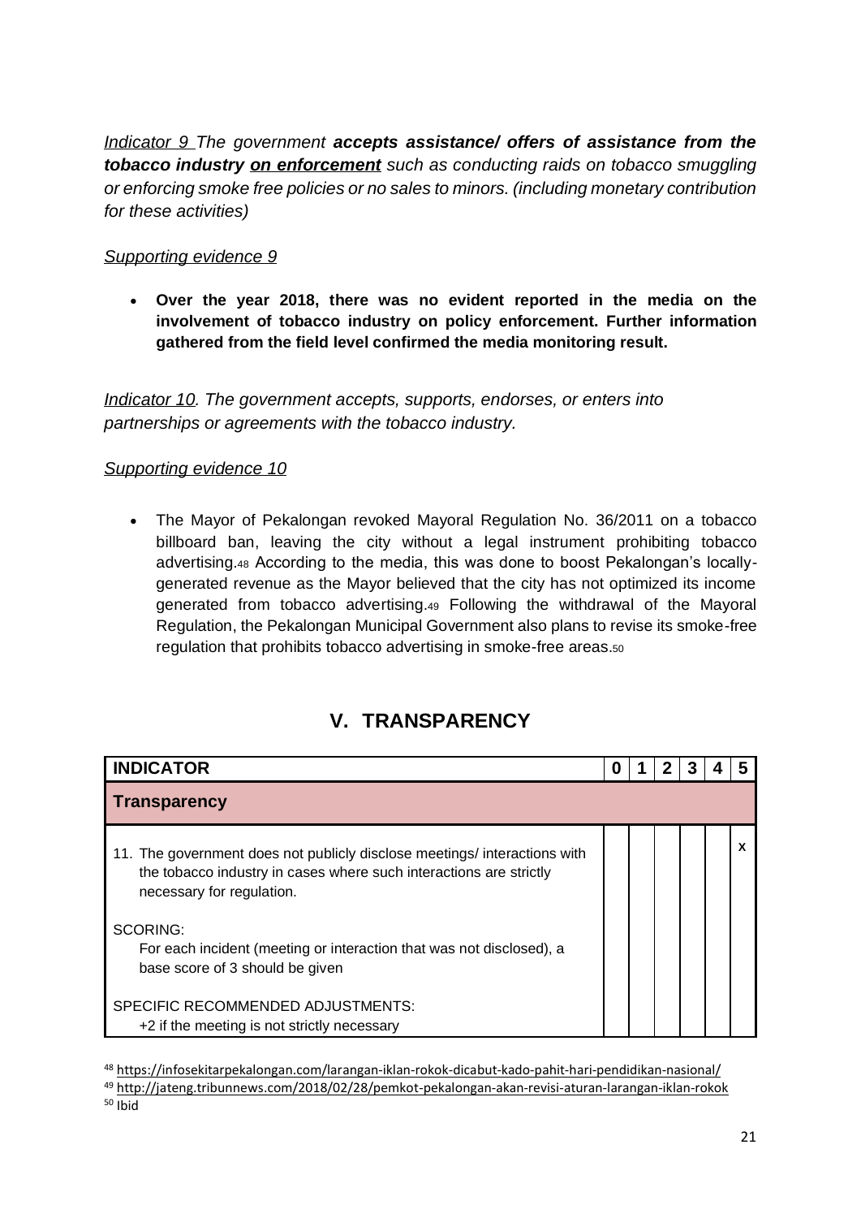*<u>Indicator 9</u> The government **accepts assistance/ offers of assistance from the tobacco industry <u>on enforcement</u>** such as conducting raids on tobacco smuggling or enforcing smoke free policies or no sales to minors. (including monetary contribution for these activities)*

*<u>Supporting evidence 9</u>*

- **Over the year 2018, there was no evident reported in the media on the involvement of tobacco industry on policy enforcement. Further information gathered from the field level confirmed the media monitoring result.**

*<u>Indicator 10</u>. The government accepts, supports, endorses, or enters into partnerships or agreements with the tobacco industry.*

*<u>Supporting evidence 10</u>*

- The Mayor of Pekalongan revoked Mayoral Regulation No. 36/2011 on a tobacco billboard ban, leaving the city without a legal instrument prohibiting tobacco advertising.[48] According to the media, this was done to boost Pekalongan's locally-generated revenue as the Mayor believed that the city has not optimized its income generated from tobacco advertising.[49] Following the withdrawal of the Mayoral Regulation, the Pekalongan Municipal Government also plans to revise its smoke-free regulation that prohibits tobacco advertising in smoke-free areas.[50]

## V. TRANSPARENCY

| INDICATOR | 0 | 1 | 2 | 3 | 4 | 5 |
|---|---|---|---|---|---|---|
| **Transparency** | | | | | | |
| 11. The government does not publicly disclose meetings/ interactions with the tobacco industry in cases where such interactions are strictly necessary for regulation.<br><br>SCORING:<br>For each incident (meeting or interaction that was not disclosed), a base score of 3 should be given<br><br>SPECIFIC RECOMMENDED ADJUSTMENTS:<br>+2 if the meeting is not strictly necessary | | | | | | x |

[48] https://infosekitarpekalongan.com/larangan-iklan-rokok-dicabut-kado-pahit-hari-pendidikan-nasional/

[49] http://jateng.tribunnews.com/2018/02/28/pemkot-pekalongan-akan-revisi-aturan-larangan-iklan-rokok

[50] Ibid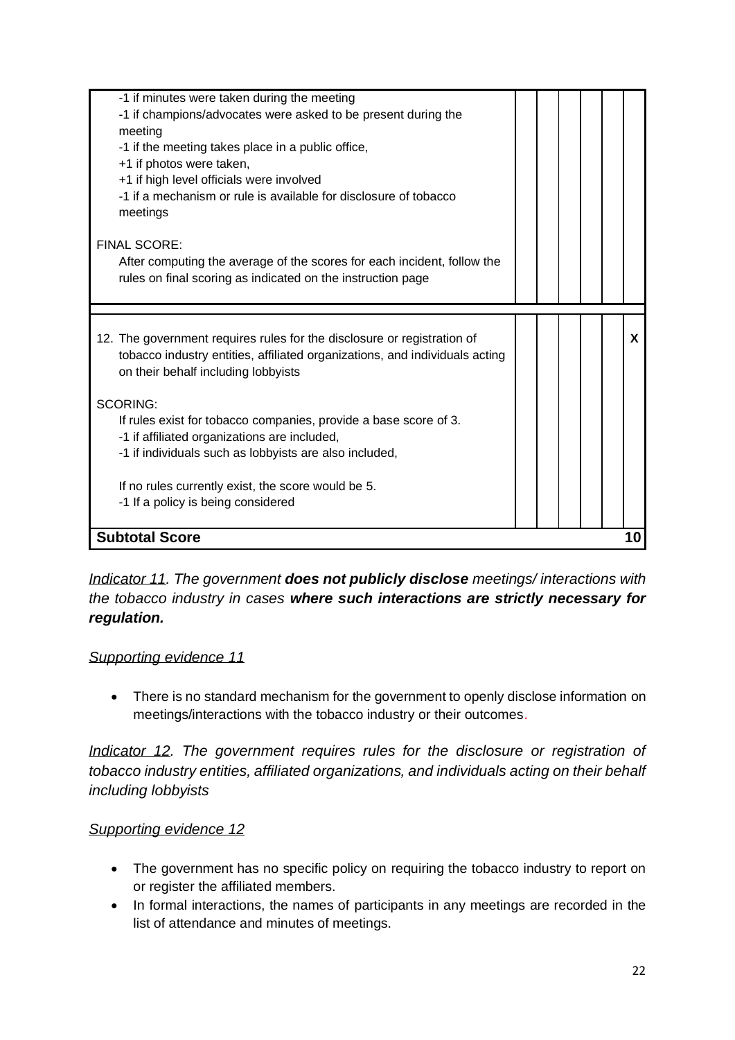| | | | | | | |
|---|---|---|---|---|---|---|
| -1 if minutes were taken during the meeting<br>-1 if champions/advocates were asked to be present during the meeting<br>-1 if the meeting takes place in a public office,<br>+1 if photos were taken,<br>+1 if high level officials were involved<br>-1 if a mechanism or rule is available for disclosure of tobacco meetings<br><br>FINAL SCORE:<br>After computing the average of the scores for each incident, follow the rules on final scoring as indicated on the instruction page | | | | | | |
| 12. The government requires rules for the disclosure or registration of tobacco industry entities, affiliated organizations, and individuals acting on their behalf including lobbyists<br><br>SCORING:<br>If rules exist for tobacco companies, provide a base score of 3.<br>-1 if affiliated organizations are included,<br>-1 if individuals such as lobbyists are also included,<br><br>If no rules currently exist, the score would be 5.<br>-1 If a policy is being considered | | | | | | X |
| **Subtotal Score** | | | | | | **10** |

*Indicator 11. The government **does not publicly disclose** meetings/ interactions with the tobacco industry in cases **where such interactions are strictly necessary for regulation.***

*Supporting evidence 11*

- There is no standard mechanism for the government to openly disclose information on meetings/interactions with the tobacco industry or their outcomes.

*Indicator 12. The government requires rules for the disclosure or registration of tobacco industry entities, affiliated organizations, and individuals acting on their behalf including lobbyists*

*Supporting evidence 12*

- The government has no specific policy on requiring the tobacco industry to report on or register the affiliated members.
- In formal interactions, the names of participants in any meetings are recorded in the list of attendance and minutes of meetings.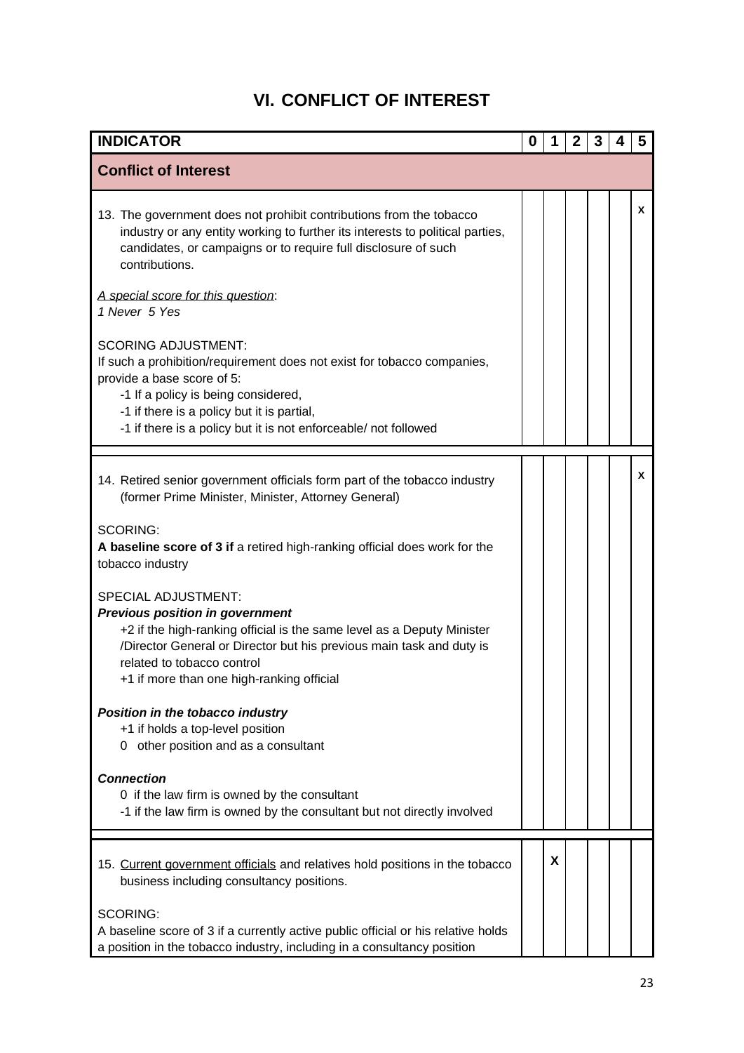# VI. CONFLICT OF INTEREST

| INDICATOR | 0 | 1 | 2 | 3 | 4 | 5 |
|---|---|---|---|---|---|---|
| **Conflict of Interest** | | | | | | |
| 13. The government does not prohibit contributions from the tobacco industry or any entity working to further its interests to political parties, candidates, or campaigns or to require full disclosure of such contributions.<br><br>*A special score for this question*:<br>*1 Never 5 Yes*<br><br>SCORING ADJUSTMENT:<br>If such a prohibition/requirement does not exist for tobacco companies, provide a base score of 5:<br>-1 If a policy is being considered,<br>-1 if there is a policy but it is partial,<br>-1 if there is a policy but it is not enforceable/ not followed | | | | | | x |
| 14. Retired senior government officials form part of the tobacco industry (former Prime Minister, Minister, Attorney General)<br><br>SCORING:<br>**A baseline score of 3 if** a retired high-ranking official does work for the tobacco industry<br><br>SPECIAL ADJUSTMENT:<br>***Previous position in government***<br>+2 if the high-ranking official is the same level as a Deputy Minister /Director General or Director but his previous main task and duty is related to tobacco control<br>+1 if more than one high-ranking official<br><br>***Position in the tobacco industry***<br>+1 if holds a top-level position<br>0 other position and as a consultant<br><br>***Connection***<br>0 if the law firm is owned by the consultant<br>-1 if the law firm is owned by the consultant but not directly involved | | | | | | x |
| 15. Current government officials and relatives hold positions in the tobacco business including consultancy positions.<br><br>SCORING:<br>A baseline score of 3 if a currently active public official or his relative holds a position in the tobacco industry, including in a consultancy position | | X | | | | |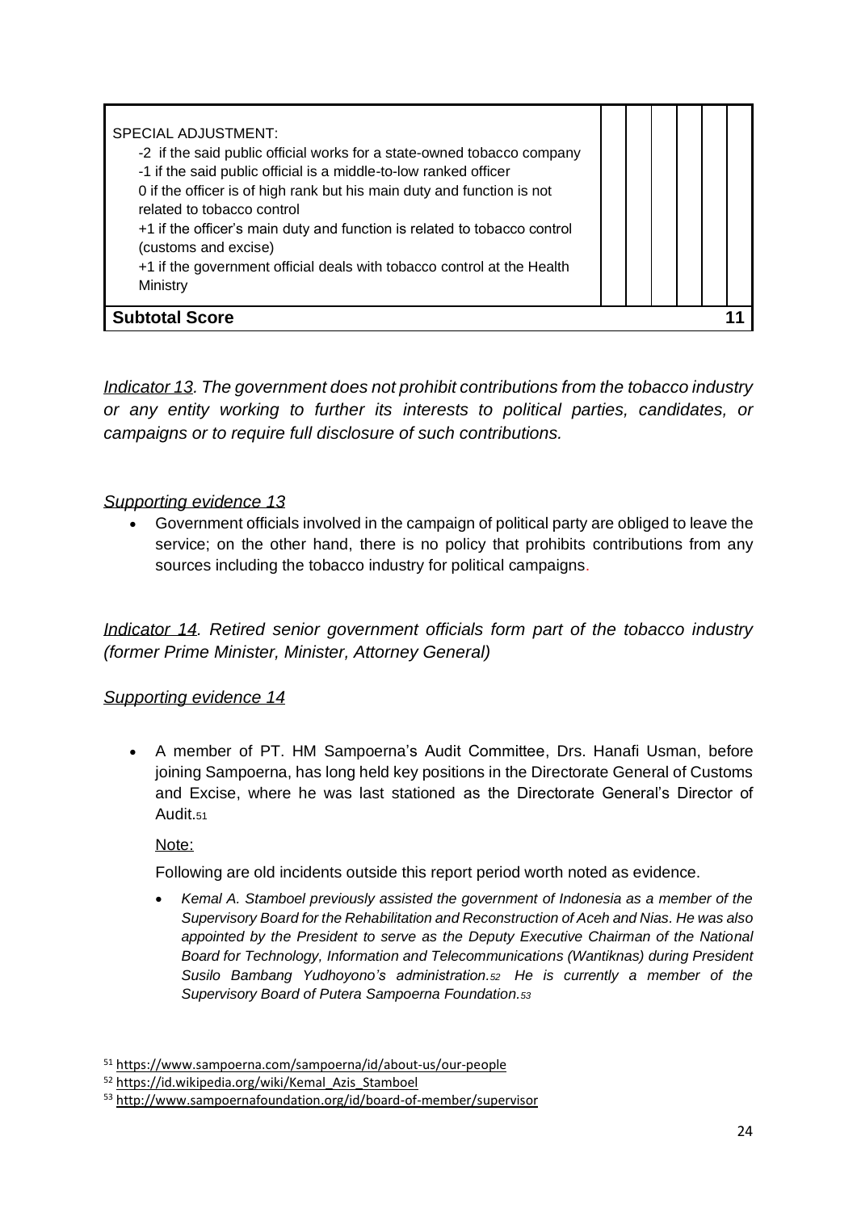| SPECIAL ADJUSTMENT:<br>-2 if the said public official works for a state-owned tobacco company<br>-1 if the said public official is a middle-to-low ranked officer<br>0 if the officer is of high rank but his main duty and function is not related to tobacco control<br>+1 if the officer's main duty and function is related to tobacco control (customs and excise)<br>+1 if the government official deals with tobacco control at the Health Ministry | | | | | | |
|---|---|---|---|---|---|---|
| **Subtotal Score** | | | | | | **11** |

*Indicator 13. The government does not prohibit contributions from the tobacco industry or any entity working to further its interests to political parties, candidates, or campaigns or to require full disclosure of such contributions.*

*Supporting evidence 13*

- Government officials involved in the campaign of political party are obliged to leave the service; on the other hand, there is no policy that prohibits contributions from any sources including the tobacco industry for political campaigns.

*Indicator 14. Retired senior government officials form part of the tobacco industry (former Prime Minister, Minister, Attorney General)*

*Supporting evidence 14*

- A member of PT. HM Sampoerna's Audit Committee, Drs. Hanafi Usman, before joining Sampoerna, has long held key positions in the Directorate General of Customs and Excise, where he was last stationed as the Directorate General's Director of Audit.[51]

  Note:

  Following are old incidents outside this report period worth noted as evidence.

  - *Kemal A. Stamboel previously assisted the government of Indonesia as a member of the Supervisory Board for the Rehabilitation and Reconstruction of Aceh and Nias. He was also appointed by the President to serve as the Deputy Executive Chairman of the National Board for Technology, Information and Telecommunications (Wantiknas) during President Susilo Bambang Yudhoyono's administration.[52] He is currently a member of the Supervisory Board of Putera Sampoerna Foundation.[53]*

[51] https://www.sampoerna.com/sampoerna/id/about-us/our-people

[52] https://id.wikipedia.org/wiki/Kemal_Azis_Stamboel

[53] http://www.sampoernafoundation.org/id/board-of-member/supervisor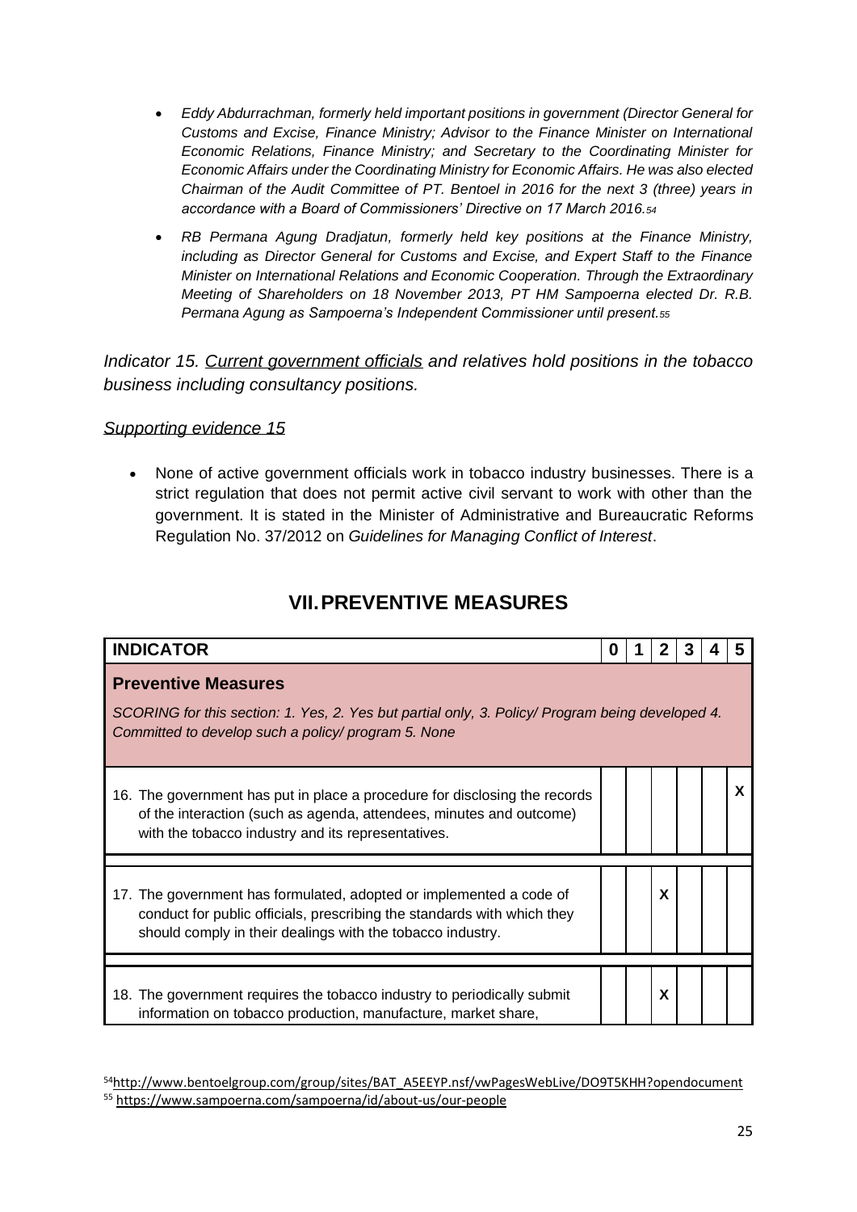- *Eddy Abdurrachman, formerly held important positions in government (Director General for Customs and Excise, Finance Ministry; Advisor to the Finance Minister on International Economic Relations, Finance Ministry; and Secretary to the Coordinating Minister for Economic Affairs under the Coordinating Ministry for Economic Affairs. He was also elected Chairman of the Audit Committee of PT. Bentoel in 2016 for the next 3 (three) years in accordance with a Board of Commissioners' Directive on 17 March 2016.*[54]
- *RB Permana Agung Dradjatun, formerly held key positions at the Finance Ministry, including as Director General for Customs and Excise, and Expert Staff to the Finance Minister on International Relations and Economic Cooperation. Through the Extraordinary Meeting of Shareholders on 18 November 2013, PT HM Sampoerna elected Dr. R.B. Permana Agung as Sampoerna's Independent Commissioner until present.*[55]

*Indicator 15. Current government officials and relatives hold positions in the tobacco business including consultancy positions.*

*Supporting evidence 15*

- None of active government officials work in tobacco industry businesses. There is a strict regulation that does not permit active civil servant to work with other than the government. It is stated in the Minister of Administrative and Bureaucratic Reforms Regulation No. 37/2012 on *Guidelines for Managing Conflict of Interest*.

# VII. PREVENTIVE MEASURES

| INDICATOR | 0 | 1 | 2 | 3 | 4 | 5 |
|---|---|---|---|---|---|---|
| **Preventive Measures** *SCORING for this section: 1. Yes, 2. Yes but partial only, 3. Policy/ Program being developed 4. Committed to develop such a policy/ program 5. None* | | | | | | |
| 16. The government has put in place a procedure for disclosing the records of the interaction (such as agenda, attendees, minutes and outcome) with the tobacco industry and its representatives. | | | | | | X |
| 17. The government has formulated, adopted or implemented a code of conduct for public officials, prescribing the standards with which they should comply in their dealings with the tobacco industry. | | | X | | | |
| 18. The government requires the tobacco industry to periodically submit information on tobacco production, manufacture, market share, | | | X | | | |

[54] http://www.bentoelgroup.com/group/sites/BAT_A5EEYP.nsf/vwPagesWebLive/DO9T5KHH?opendocument
[55] https://www.sampoerna.com/sampoerna/id/about-us/our-people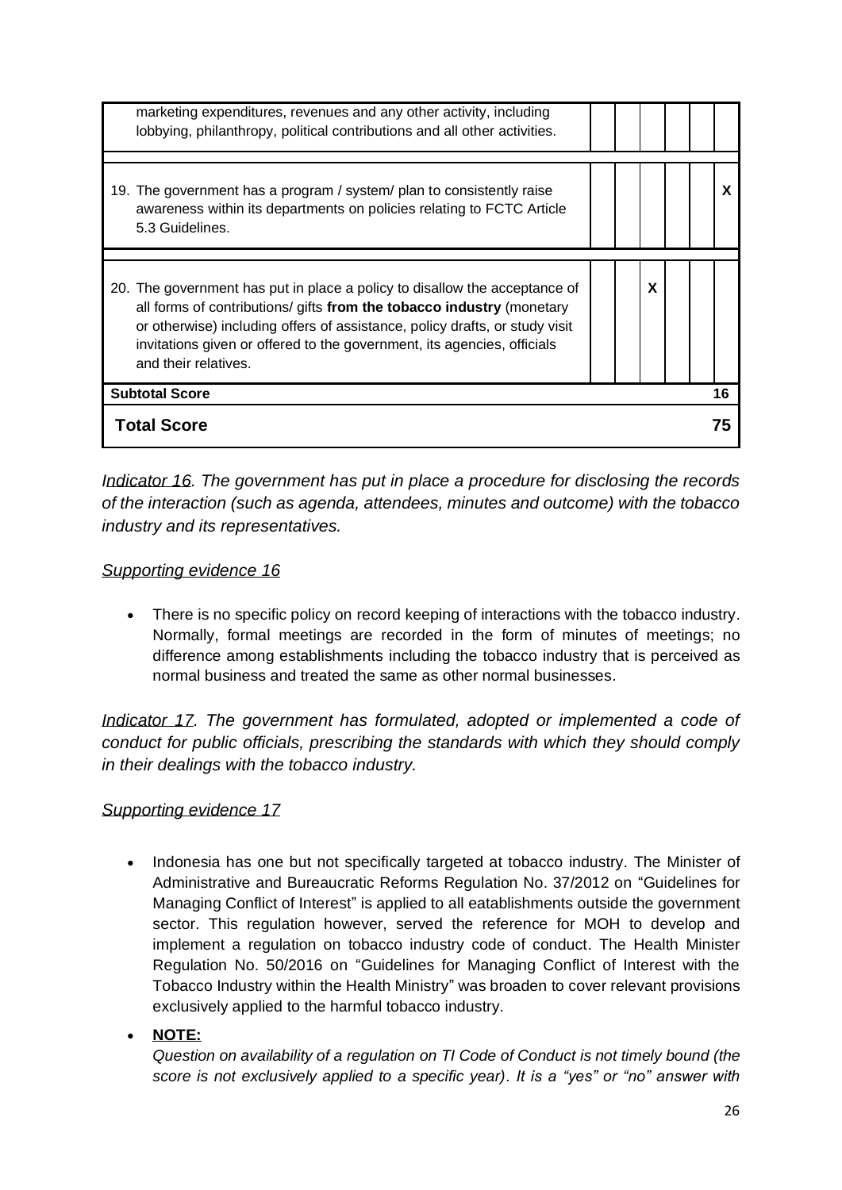| | | | | | | |
|---|---|---|---|---|---|---|
| marketing expenditures, revenues and any other activity, including lobbying, philanthropy, political contributions and all other activities. | | | | | | |
| 19. The government has a program / system/ plan to consistently raise awareness within its departments on policies relating to FCTC Article 5.3 Guidelines. | | | | | | X |
| 20. The government has put in place a policy to disallow the acceptance of all forms of contributions/ gifts **from the tobacco industry** (monetary or otherwise) including offers of assistance, policy drafts, or study visit invitations given or offered to the government, its agencies, officials and their relatives. | | | X | | | |
| **Subtotal Score** | | | | | | **16** |
| **Total Score** | | | | | | **75** |

*Indicator 16. The government has put in place a procedure for disclosing the records of the interaction (such as agenda, attendees, minutes and outcome) with the tobacco industry and its representatives.*

*Supporting evidence 16*

- There is no specific policy on record keeping of interactions with the tobacco industry. Normally, formal meetings are recorded in the form of minutes of meetings; no difference among establishments including the tobacco industry that is perceived as normal business and treated the same as other normal businesses.

*Indicator 17. The government has formulated, adopted or implemented a code of conduct for public officials, prescribing the standards with which they should comply in their dealings with the tobacco industry.*

*Supporting evidence 17*

- Indonesia has one but not specifically targeted at tobacco industry. The Minister of Administrative and Bureaucratic Reforms Regulation No. 37/2012 on "Guidelines for Managing Conflict of Interest" is applied to all eatablishments outside the government sector. This regulation however, served the reference for MOH to develop and implement a regulation on tobacco industry code of conduct. The Health Minister Regulation No. 50/2016 on "Guidelines for Managing Conflict of Interest with the Tobacco Industry within the Health Ministry" was broaden to cover relevant provisions exclusively applied to the harmful tobacco industry.
- **NOTE:**
  *Question on availability of a regulation on TI Code of Conduct is not timely bound (the score is not exclusively applied to a specific year). It is a "yes" or "no" answer with*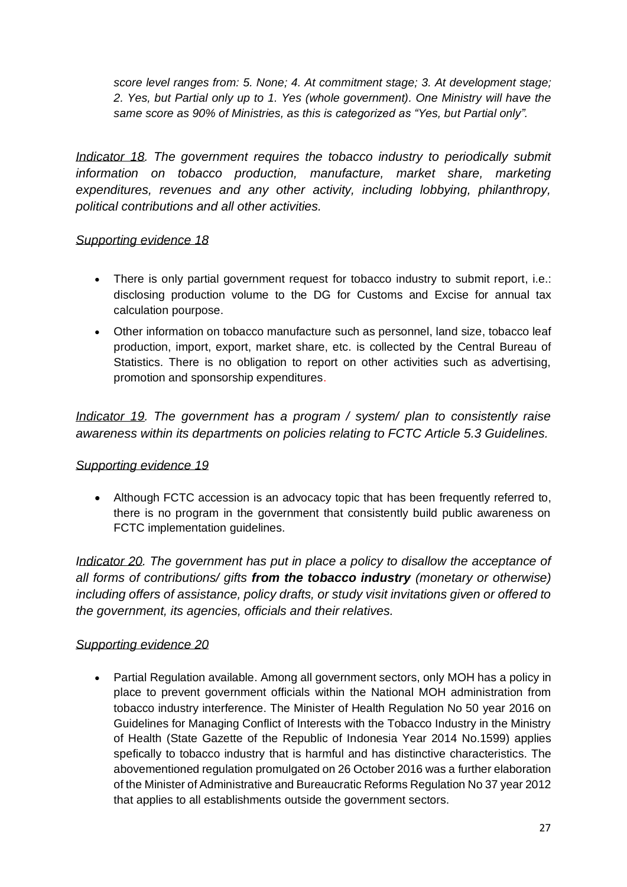*score level ranges from: 5. None; 4. At commitment stage; 3. At development stage; 2. Yes, but Partial only up to 1. Yes (whole government). One Ministry will have the same score as 90% of Ministries, as this is categorized as "Yes, but Partial only".*

*Indicator 18. The government requires the tobacco industry to periodically submit information on tobacco production, manufacture, market share, marketing expenditures, revenues and any other activity, including lobbying, philanthropy, political contributions and all other activities.*

*Supporting evidence 18*

- There is only partial government request for tobacco industry to submit report, i.e.: disclosing production volume to the DG for Customs and Excise for annual tax calculation pourpose.
- Other information on tobacco manufacture such as personnel, land size, tobacco leaf production, import, export, market share, etc. is collected by the Central Bureau of Statistics. There is no obligation to report on other activities such as advertising, promotion and sponsorship expenditures.

*Indicator 19. The government has a program / system/ plan to consistently raise awareness within its departments on policies relating to FCTC Article 5.3 Guidelines.*

*Supporting evidence 19*

- Although FCTC accession is an advocacy topic that has been frequently referred to, there is no program in the government that consistently build public awareness on FCTC implementation guidelines.

*Indicator 20. The government has put in place a policy to disallow the acceptance of all forms of contributions/ gifts **from the tobacco industry** (monetary or otherwise) including offers of assistance, policy drafts, or study visit invitations given or offered to the government, its agencies, officials and their relatives.*

*Supporting evidence 20*

- Partial Regulation available. Among all government sectors, only MOH has a policy in place to prevent government officials within the National MOH administration from tobacco industry interference. The Minister of Health Regulation No 50 year 2016 on Guidelines for Managing Conflict of Interests with the Tobacco Industry in the Ministry of Health (State Gazette of the Republic of Indonesia Year 2014 No.1599) applies spefically to tobacco industry that is harmful and has distinctive characteristics. The abovementioned regulation promulgated on 26 October 2016 was a further elaboration of the Minister of Administrative and Bureaucratic Reforms Regulation No 37 year 2012 that applies to all establishments outside the government sectors.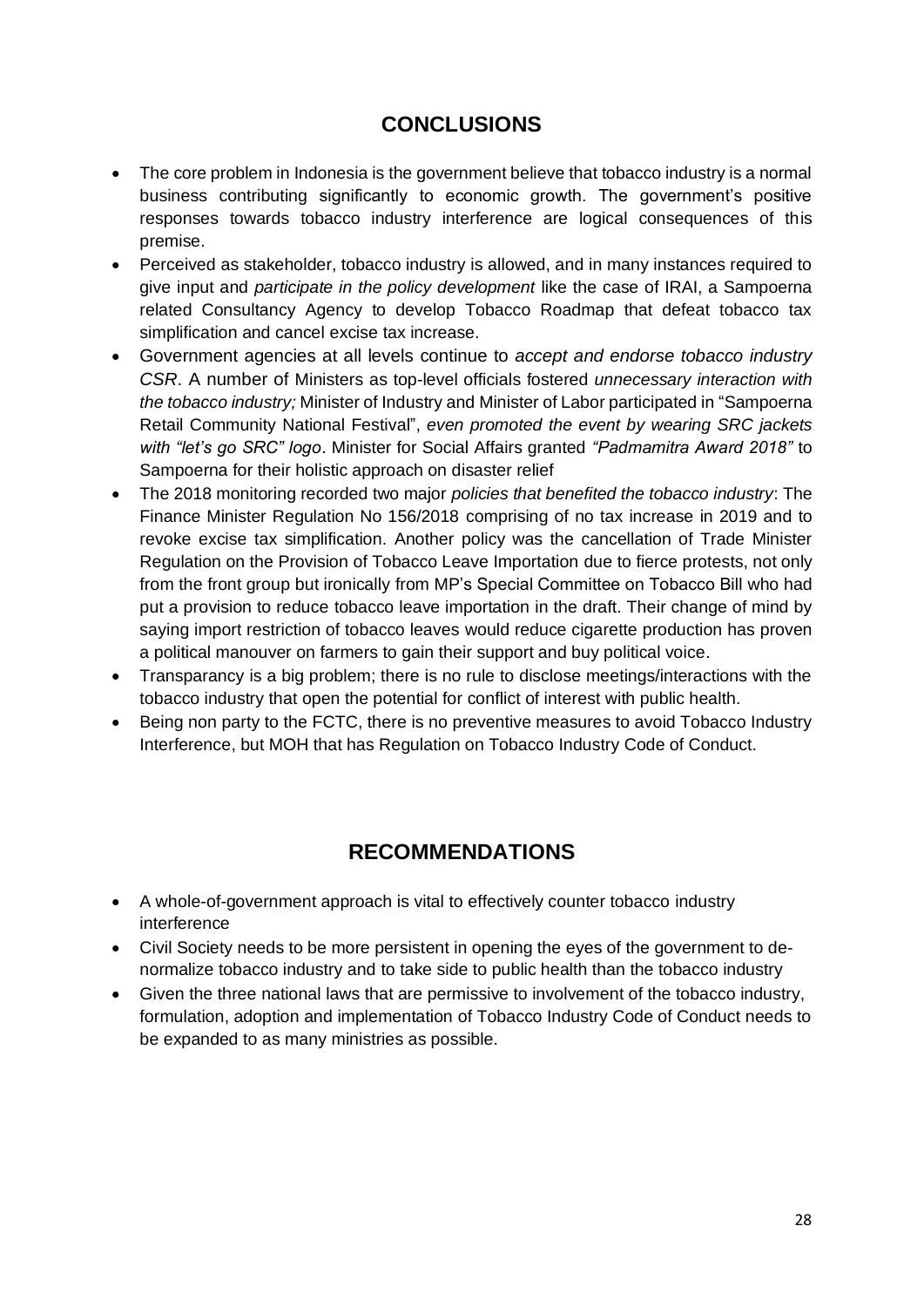## CONCLUSIONS

- The core problem in Indonesia is the government believe that tobacco industry is a normal business contributing significantly to economic growth. The government's positive responses towards tobacco industry interference are logical consequences of this premise.
- Perceived as stakeholder, tobacco industry is allowed, and in many instances required to give input and *participate in the policy development* like the case of IRAI, a Sampoerna related Consultancy Agency to develop Tobacco Roadmap that defeat tobacco tax simplification and cancel excise tax increase.
- Government agencies at all levels continue to *accept and endorse tobacco industry CSR*. A number of Ministers as top-level officials fostered *unnecessary interaction with the tobacco industry;* Minister of Industry and Minister of Labor participated in "Sampoerna Retail Community National Festival", *even promoted the event by wearing SRC jackets with "let's go SRC" logo*. Minister for Social Affairs granted *"Padmamitra Award 2018"* to Sampoerna for their holistic approach on disaster relief
- The 2018 monitoring recorded two major *policies that benefited the tobacco industry*: The Finance Minister Regulation No 156/2018 comprising of no tax increase in 2019 and to revoke excise tax simplification. Another policy was the cancellation of Trade Minister Regulation on the Provision of Tobacco Leave Importation due to fierce protests, not only from the front group but ironically from MP's Special Committee on Tobacco Bill who had put a provision to reduce tobacco leave importation in the draft. Their change of mind by saying import restriction of tobacco leaves would reduce cigarette production has proven a political manouver on farmers to gain their support and buy political voice.
- Transparancy is a big problem; there is no rule to disclose meetings/interactions with the tobacco industry that open the potential for conflict of interest with public health.
- Being non party to the FCTC, there is no preventive measures to avoid Tobacco Industry Interference, but MOH that has Regulation on Tobacco Industry Code of Conduct.

## RECOMMENDATIONS

- A whole-of-government approach is vital to effectively counter tobacco industry interference
- Civil Society needs to be more persistent in opening the eyes of the government to de-normalize tobacco industry and to take side to public health than the tobacco industry
- Given the three national laws that are permissive to involvement of the tobacco industry, formulation, adoption and implementation of Tobacco Industry Code of Conduct needs to be expanded to as many ministries as possible.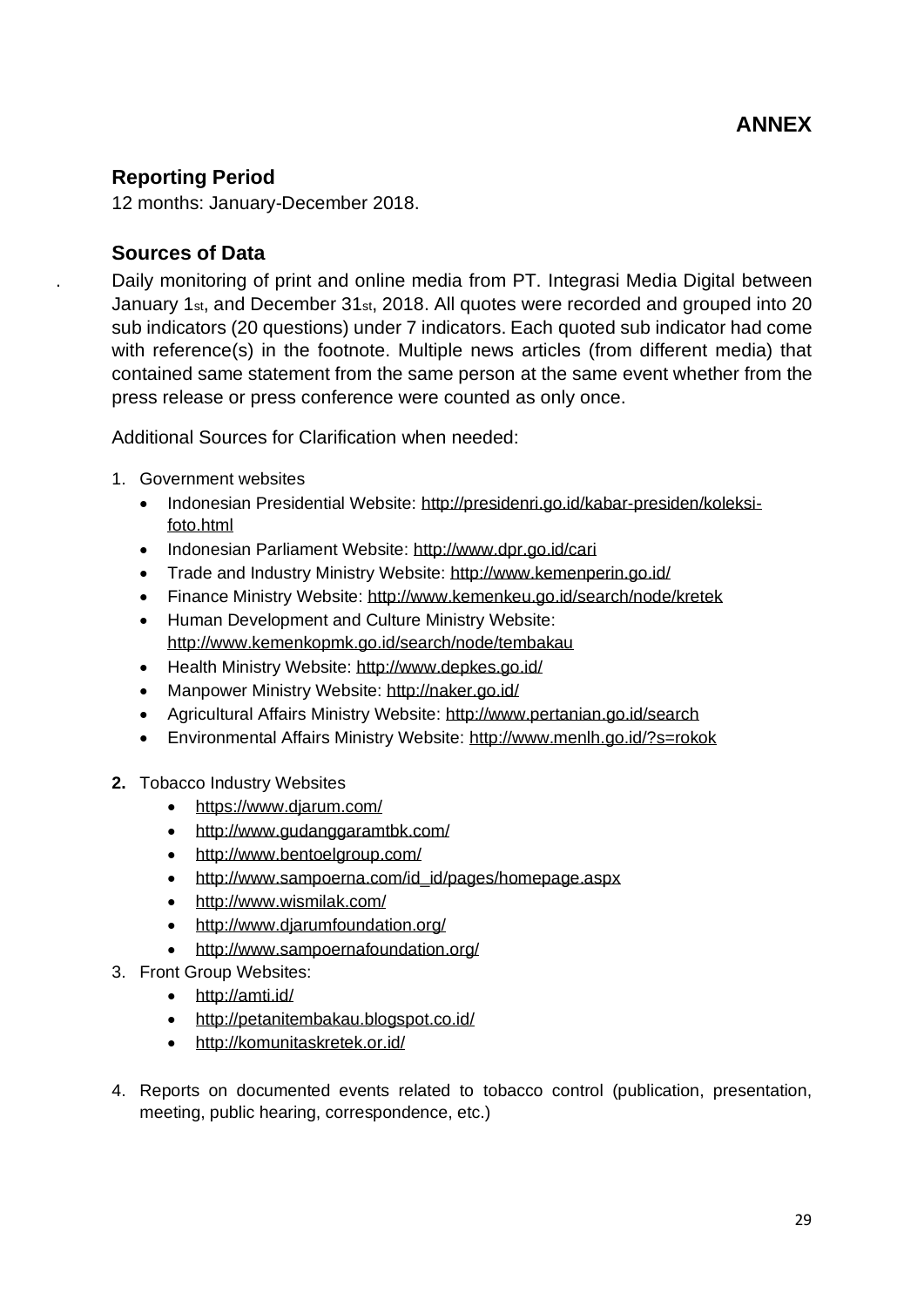# ANNEX

## Reporting Period

12 months: January-December 2018.

## Sources of Data

Daily monitoring of print and online media from PT. Integrasi Media Digital between January 1st, and December 31st, 2018. All quotes were recorded and grouped into 20 sub indicators (20 questions) under 7 indicators. Each quoted sub indicator had come with reference(s) in the footnote. Multiple news articles (from different media) that contained same statement from the same person at the same event whether from the press release or press conference were counted as only once.

Additional Sources for Clarification when needed:

1. Government websites
   - Indonesian Presidential Website: http://presidenri.go.id/kabar-presiden/koleksi-foto.html
   - Indonesian Parliament Website: http://www.dpr.go.id/cari
   - Trade and Industry Ministry Website: http://www.kemenperin.go.id/
   - Finance Ministry Website: http://www.kemenkeu.go.id/search/node/kretek
   - Human Development and Culture Ministry Website: http://www.kemenkopmk.go.id/search/node/tembakau
   - Health Ministry Website: http://www.depkes.go.id/
   - Manpower Ministry Website: http://naker.go.id/
   - Agricultural Affairs Ministry Website: http://www.pertanian.go.id/search
   - Environmental Affairs Ministry Website: http://www.menlh.go.id/?s=rokok

2. Tobacco Industry Websites
   - https://www.djarum.com/
   - http://www.gudanggaramtbk.com/
   - http://www.bentoelgroup.com/
   - http://www.sampoerna.com/id_id/pages/homepage.aspx
   - http://www.wismilak.com/
   - http://www.djarumfoundation.org/
   - http://www.sampoernafoundation.org/

3. Front Group Websites:
   - http://amti.id/
   - http://petanitembakau.blogspot.co.id/
   - http://komunitaskretek.or.id/

4. Reports on documented events related to tobacco control (publication, presentation, meeting, public hearing, correspondence, etc.)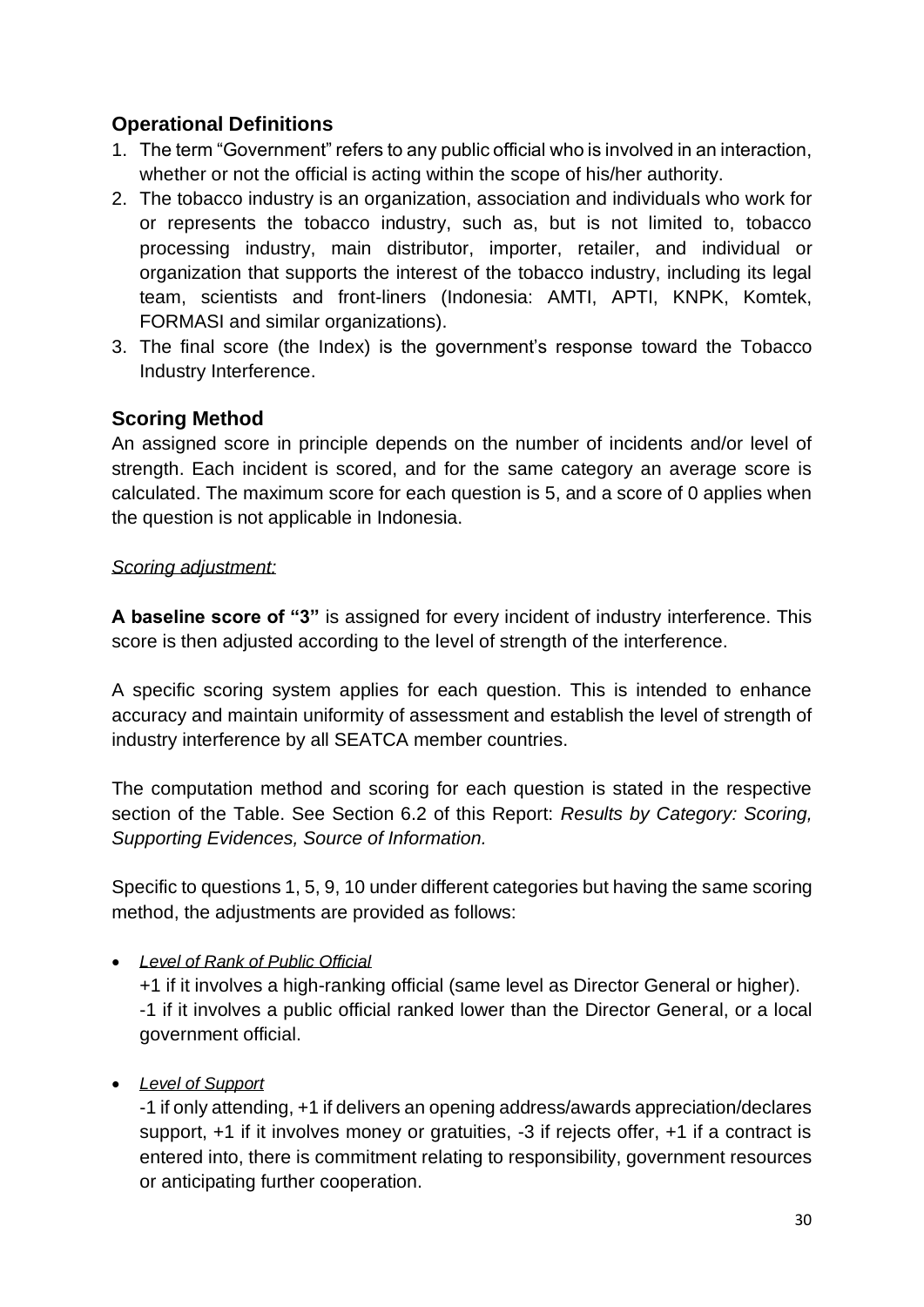## Operational Definitions

1. The term "Government" refers to any public official who is involved in an interaction, whether or not the official is acting within the scope of his/her authority.
2. The tobacco industry is an organization, association and individuals who work for or represents the tobacco industry, such as, but is not limited to, tobacco processing industry, main distributor, importer, retailer, and individual or organization that supports the interest of the tobacco industry, including its legal team, scientists and front-liners (Indonesia: AMTI, APTI, KNPK, Komtek, FORMASI and similar organizations).
3. The final score (the Index) is the government's response toward the Tobacco Industry Interference.

## Scoring Method

An assigned score in principle depends on the number of incidents and/or level of strength. Each incident is scored, and for the same category an average score is calculated. The maximum score for each question is 5, and a score of 0 applies when the question is not applicable in Indonesia.

*Scoring adjustment:*

**A baseline score of "3"** is assigned for every incident of industry interference. This score is then adjusted according to the level of strength of the interference.

A specific scoring system applies for each question. This is intended to enhance accuracy and maintain uniformity of assessment and establish the level of strength of industry interference by all SEATCA member countries.

The computation method and scoring for each question is stated in the respective section of the Table. See Section 6.2 of this Report: *Results by Category: Scoring, Supporting Evidences, Source of Information.*

Specific to questions 1, 5, 9, 10 under different categories but having the same scoring method, the adjustments are provided as follows:

- *Level of Rank of Public Official*
  +1 if it involves a high-ranking official (same level as Director General or higher).
  -1 if it involves a public official ranked lower than the Director General, or a local government official.
- *Level of Support*
  -1 if only attending, +1 if delivers an opening address/awards appreciation/declares support, +1 if it involves money or gratuities, -3 if rejects offer, +1 if a contract is entered into, there is commitment relating to responsibility, government resources or anticipating further cooperation.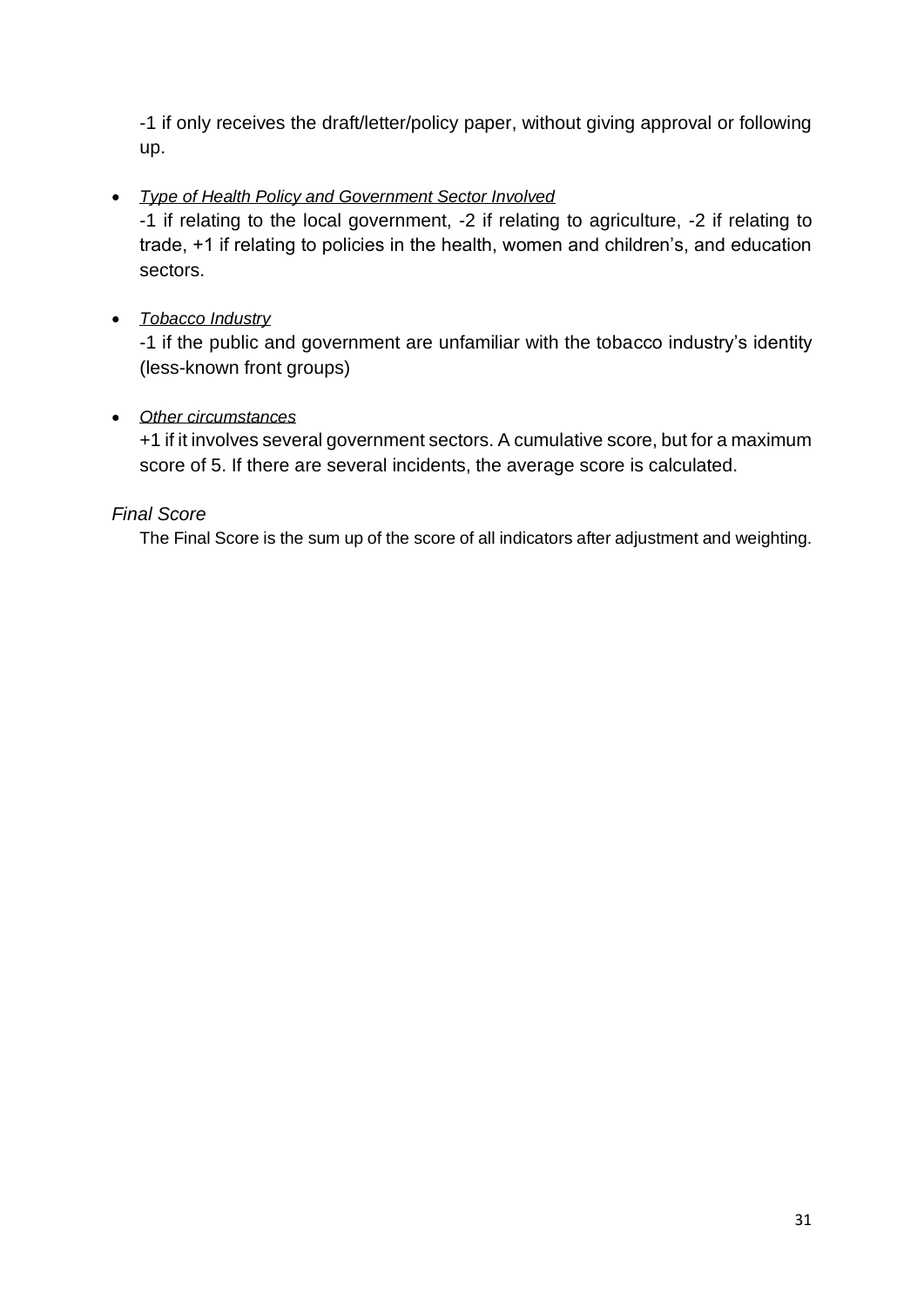-1 if only receives the draft/letter/policy paper, without giving approval or following up.

- *Type of Health Policy and Government Sector Involved*
  -1 if relating to the local government, -2 if relating to agriculture, -2 if relating to trade, +1 if relating to policies in the health, women and children's, and education sectors.

- *Tobacco Industry*
  -1 if the public and government are unfamiliar with the tobacco industry's identity (less-known front groups)

- *Other circumstances*
  +1 if it involves several government sectors. A cumulative score, but for a maximum score of 5. If there are several incidents, the average score is calculated.

*Final Score*

The Final Score is the sum up of the score of all indicators after adjustment and weighting.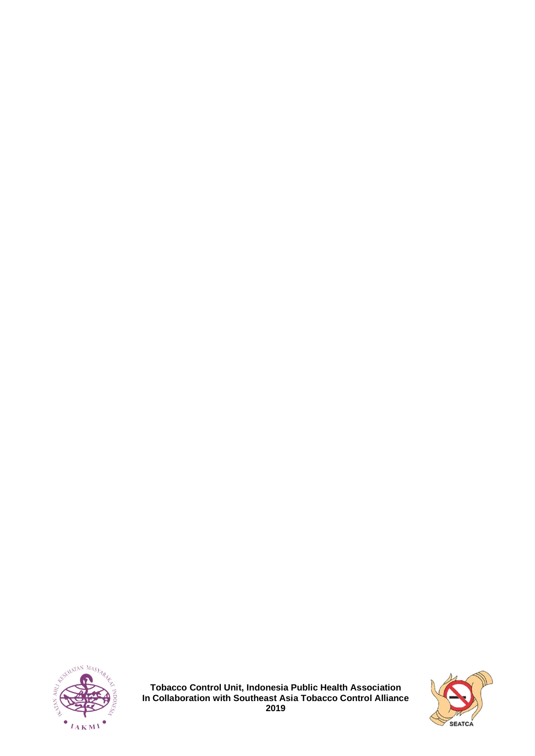**Tobacco Control Unit, Indonesia Public Health Association**
**In Collaboration with Southeast Asia Tobacco Control Alliance**
**2019**